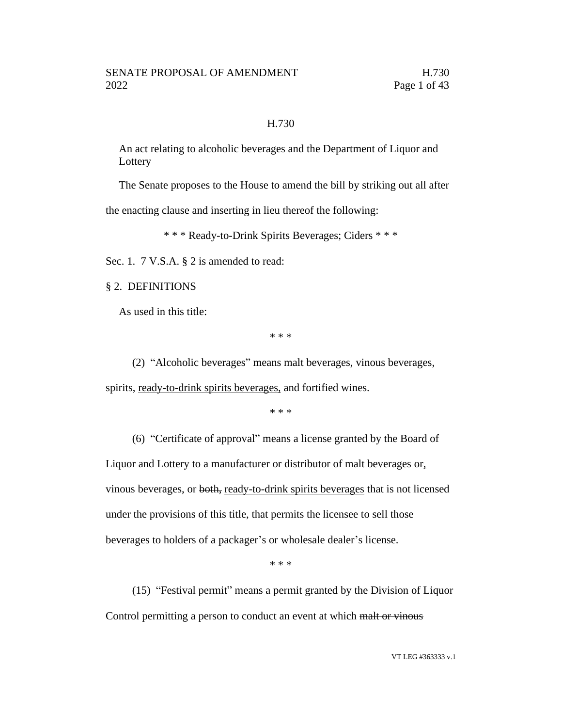H.730

An act relating to alcoholic beverages and the Department of Liquor and Lottery

The Senate proposes to the House to amend the bill by striking out all after the enacting clause and inserting in lieu thereof the following:

\* \* \* Ready-to-Drink Spirits Beverages; Ciders \* \* \*

Sec. 1. 7 V.S.A. § 2 is amended to read:

§ 2. DEFINITIONS

As used in this title:

\* \* \*

(2) "Alcoholic beverages" means malt beverages, vinous beverages, spirits, <u>ready-to-drink spirits beverages,</u> and fortified wines.

\* \* \*

(6) "Certificate of approval" means a license granted by the Board of Liquor and Lottery to a manufacturer or distributor of malt beverages ~~or~~<u>,</u> vinous beverages, or ~~both,~~ <u>ready-to-drink spirits beverages</u> that is not licensed under the provisions of this title, that permits the licensee to sell those beverages to holders of a packager's or wholesale dealer's license.

\* \* \*

(15) "Festival permit" means a permit granted by the Division of Liquor Control permitting a person to conduct an event at which ~~malt or vinous~~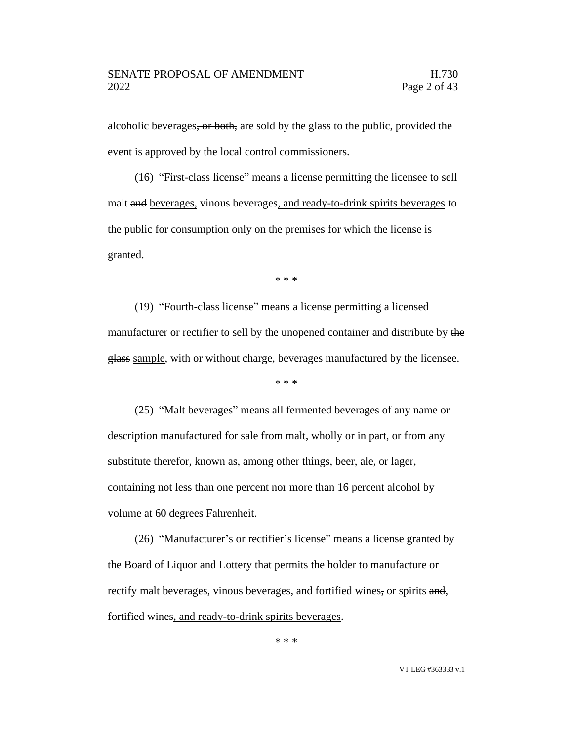alcoholic beverages, or both, are sold by the glass to the public, provided the event is approved by the local control commissioners.

(16) "First-class license" means a license permitting the licensee to sell malt and beverages, vinous beverages, and ready-to-drink spirits beverages to the public for consumption only on the premises for which the license is granted.

\* \* \*

(19) "Fourth-class license" means a license permitting a licensed manufacturer or rectifier to sell by the unopened container and distribute by the glass sample, with or without charge, beverages manufactured by the licensee.

\* \* \*

(25) "Malt beverages" means all fermented beverages of any name or description manufactured for sale from malt, wholly or in part, or from any substitute therefor, known as, among other things, beer, ale, or lager, containing not less than one percent nor more than 16 percent alcohol by volume at 60 degrees Fahrenheit.

(26) "Manufacturer's or rectifier's license" means a license granted by the Board of Liquor and Lottery that permits the holder to manufacture or rectify malt beverages, vinous beverages, and fortified wines, or spirits and, fortified wines, and ready-to-drink spirits beverages.

\* \* \*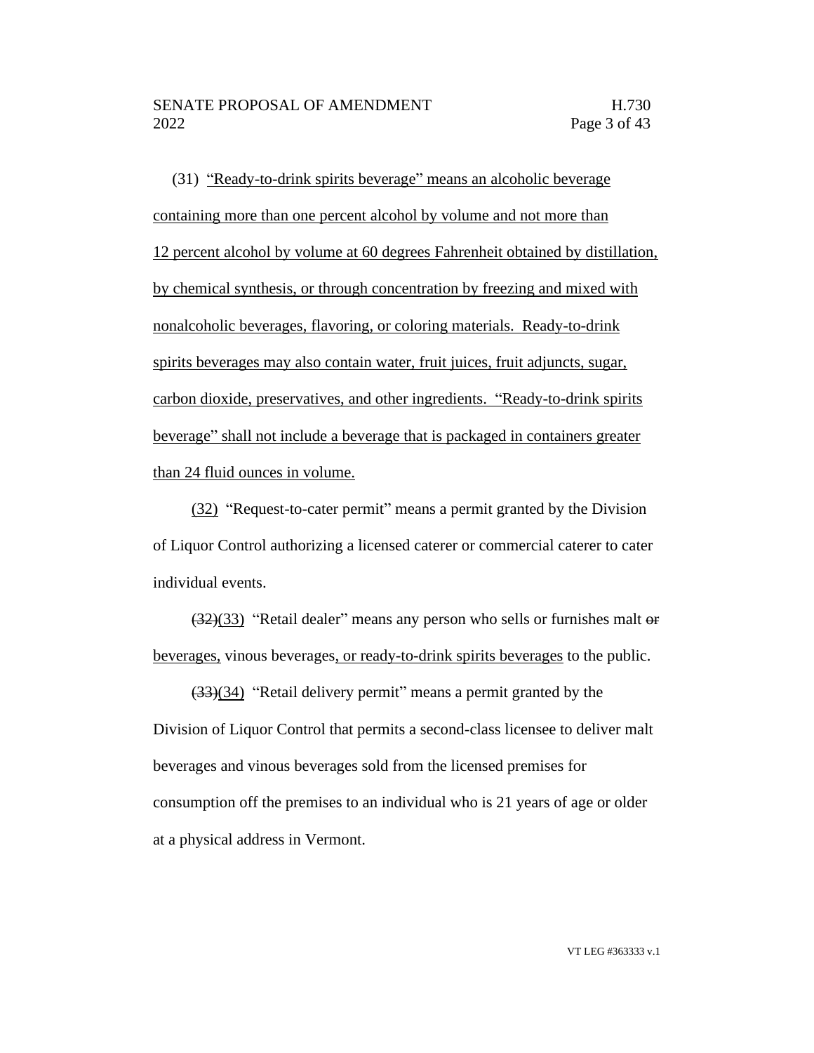(31) "Ready-to-drink spirits beverage" means an alcoholic beverage containing more than one percent alcohol by volume and not more than 12 percent alcohol by volume at 60 degrees Fahrenheit obtained by distillation, by chemical synthesis, or through concentration by freezing and mixed with nonalcoholic beverages, flavoring, or coloring materials. Ready-to-drink spirits beverages may also contain water, fruit juices, fruit adjuncts, sugar, carbon dioxide, preservatives, and other ingredients. "Ready-to-drink spirits beverage" shall not include a beverage that is packaged in containers greater than 24 fluid ounces in volume.

(32) "Request-to-cater permit" means a permit granted by the Division of Liquor Control authorizing a licensed caterer or commercial caterer to cater individual events.

~~(32)~~(33) "Retail dealer" means any person who sells or furnishes malt ~~or~~ beverages, vinous beverages, or ready-to-drink spirits beverages to the public.

~~(33)~~(34) "Retail delivery permit" means a permit granted by the Division of Liquor Control that permits a second-class licensee to deliver malt beverages and vinous beverages sold from the licensed premises for consumption off the premises to an individual who is 21 years of age or older at a physical address in Vermont.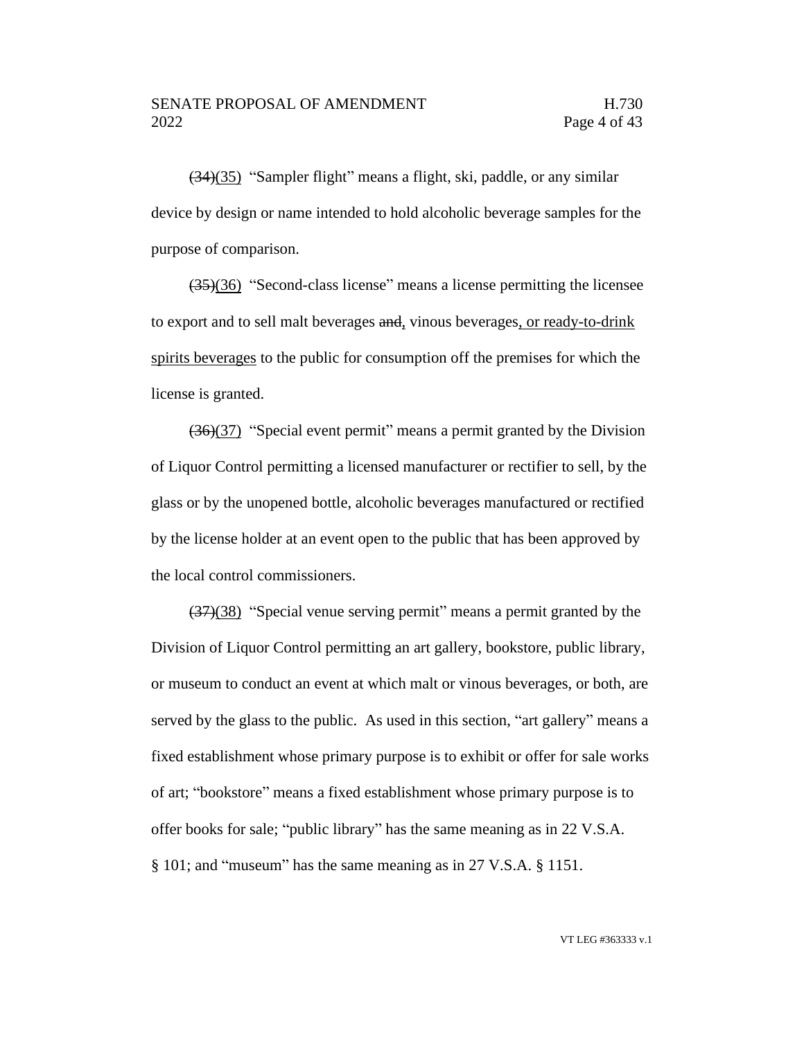~~(34)~~(35) "Sampler flight" means a flight, ski, paddle, or any similar device by design or name intended to hold alcoholic beverage samples for the purpose of comparison.

~~(35)~~(36) "Second-class license" means a license permitting the licensee to export and to sell malt beverages ~~and~~, vinous beverages, or ready-to-drink spirits beverages to the public for consumption off the premises for which the license is granted.

~~(36)~~(37) "Special event permit" means a permit granted by the Division of Liquor Control permitting a licensed manufacturer or rectifier to sell, by the glass or by the unopened bottle, alcoholic beverages manufactured or rectified by the license holder at an event open to the public that has been approved by the local control commissioners.

~~(37)~~(38) "Special venue serving permit" means a permit granted by the Division of Liquor Control permitting an art gallery, bookstore, public library, or museum to conduct an event at which malt or vinous beverages, or both, are served by the glass to the public. As used in this section, "art gallery" means a fixed establishment whose primary purpose is to exhibit or offer for sale works of art; "bookstore" means a fixed establishment whose primary purpose is to offer books for sale; "public library" has the same meaning as in 22 V.S.A. § 101; and "museum" has the same meaning as in 27 V.S.A. § 1151.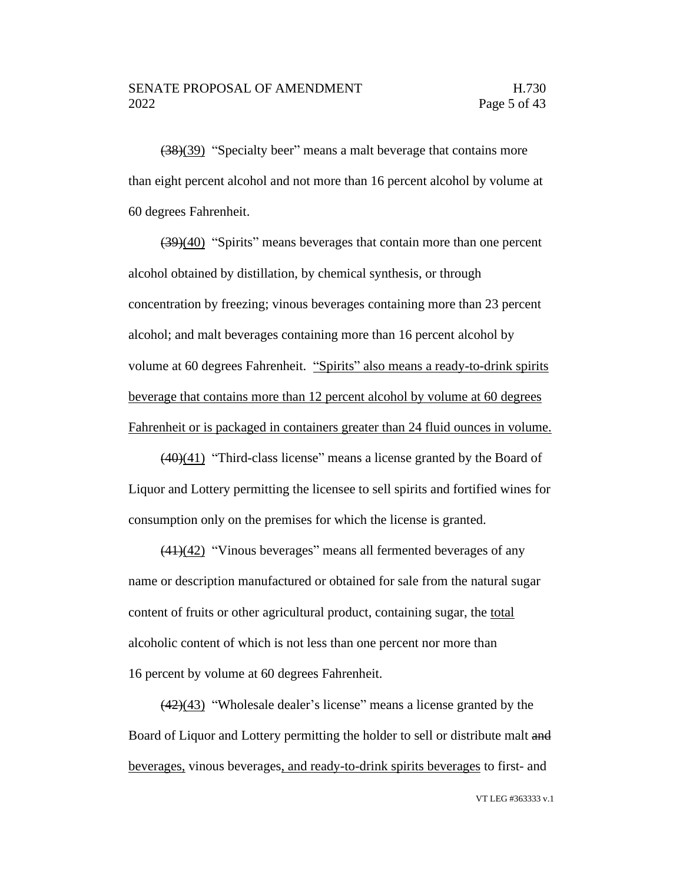~~(38)~~(39) "Specialty beer" means a malt beverage that contains more than eight percent alcohol and not more than 16 percent alcohol by volume at 60 degrees Fahrenheit.

~~(39)~~(40) "Spirits" means beverages that contain more than one percent alcohol obtained by distillation, by chemical synthesis, or through concentration by freezing; vinous beverages containing more than 23 percent alcohol; and malt beverages containing more than 16 percent alcohol by volume at 60 degrees Fahrenheit. <u>"Spirits" also means a ready-to-drink spirits beverage that contains more than 12 percent alcohol by volume at 60 degrees Fahrenheit or is packaged in containers greater than 24 fluid ounces in volume.</u>

~~(40)~~(41) "Third-class license" means a license granted by the Board of Liquor and Lottery permitting the licensee to sell spirits and fortified wines for consumption only on the premises for which the license is granted.

~~(41)~~(42) "Vinous beverages" means all fermented beverages of any name or description manufactured or obtained for sale from the natural sugar content of fruits or other agricultural product, containing sugar, the <u>total</u> alcoholic content of which is not less than one percent nor more than 16 percent by volume at 60 degrees Fahrenheit.

~~(42)~~(43) "Wholesale dealer's license" means a license granted by the Board of Liquor and Lottery permitting the holder to sell or distribute malt ~~and~~ <u>beverages,</u> vinous beverages<u>, and ready-to-drink spirits beverages</u> to first- and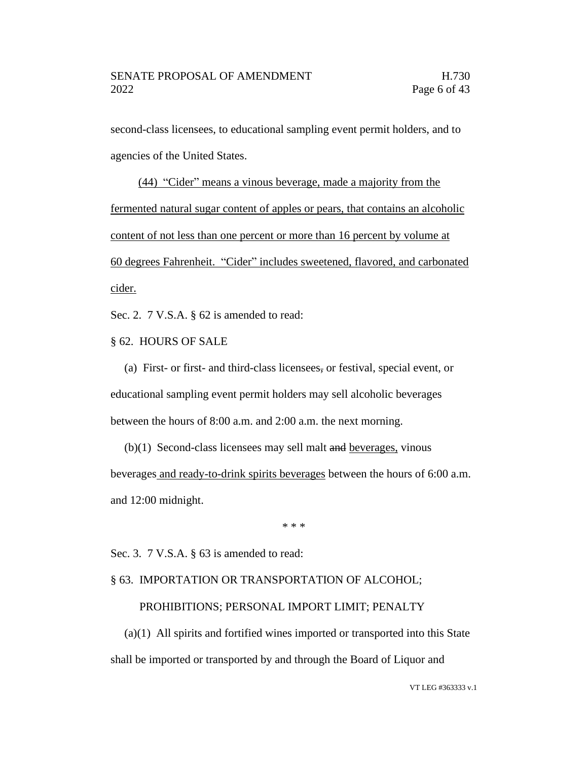second-class licensees, to educational sampling event permit holders, and to agencies of the United States.

<u>(44) "Cider" means a vinous beverage, made a majority from the fermented natural sugar content of apples or pears, that contains an alcoholic content of not less than one percent or more than 16 percent by volume at 60 degrees Fahrenheit. "Cider" includes sweetened, flavored, and carbonated cider.</u>

Sec. 2. 7 V.S.A. § 62 is amended to read:

§ 62. HOURS OF SALE

(a) First- or first- and third-class licensees~~,~~ or festival, special event, or educational sampling event permit holders may sell alcoholic beverages between the hours of 8:00 a.m. and 2:00 a.m. the next morning.

(b)(1) Second-class licensees may sell malt ~~and~~ <u>beverages,</u> vinous beverages<u> and ready-to-drink spirits beverages</u> between the hours of 6:00 a.m. and 12:00 midnight.

\* \* \*

Sec. 3. 7 V.S.A. § 63 is amended to read:

§ 63. IMPORTATION OR TRANSPORTATION OF ALCOHOL; PROHIBITIONS; PERSONAL IMPORT LIMIT; PENALTY

(a)(1) All spirits and fortified wines imported or transported into this State shall be imported or transported by and through the Board of Liquor and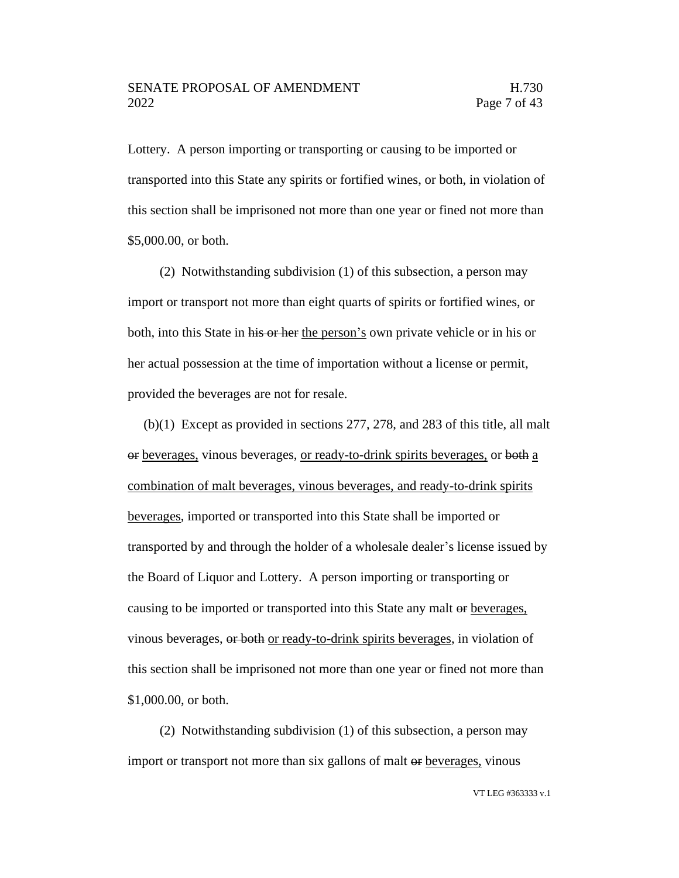Lottery. A person importing or transporting or causing to be imported or transported into this State any spirits or fortified wines, or both, in violation of this section shall be imprisoned not more than one year or fined not more than $5,000.00, or both.

(2) Notwithstanding subdivision (1) of this subsection, a person may import or transport not more than eight quarts of spirits or fortified wines, or both, into this State in ~~his or her~~ <u>the person's</u> own private vehicle or in his or her actual possession at the time of importation without a license or permit, provided the beverages are not for resale.

(b)(1) Except as provided in sections 277, 278, and 283 of this title, all malt ~~or~~ <u>beverages,</u> vinous beverages, <u>or ready-to-drink spirits beverages,</u> or ~~both~~ <u>a combination of malt beverages, vinous beverages, and ready-to-drink spirits beverages</u>, imported or transported into this State shall be imported or transported by and through the holder of a wholesale dealer's license issued by the Board of Liquor and Lottery. A person importing or transporting or causing to be imported or transported into this State any malt ~~or~~ <u>beverages,</u> vinous beverages, ~~or both~~ <u>or ready-to-drink spirits beverages</u>, in violation of this section shall be imprisoned not more than one year or fined not more than $1,000.00, or both.

(2) Notwithstanding subdivision (1) of this subsection, a person may import or transport not more than six gallons of malt ~~or~~ <u>beverages,</u> vinous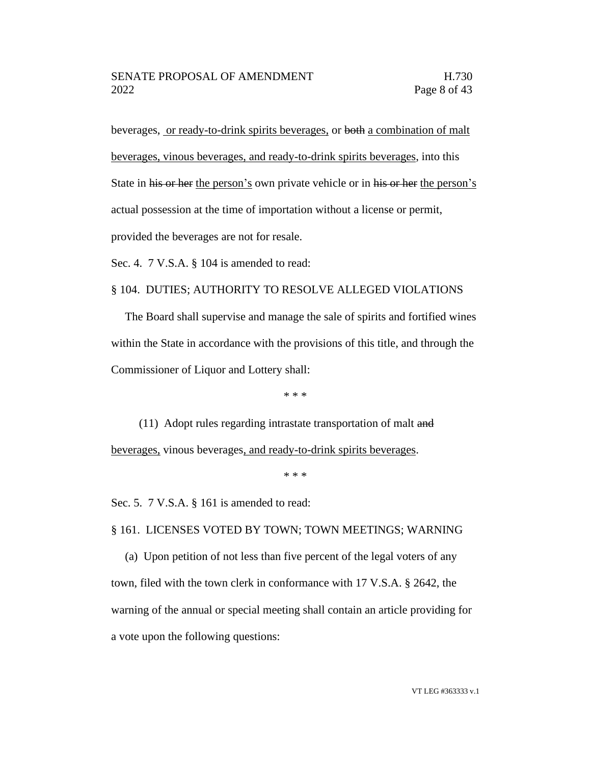beverages, <u>or ready-to-drink spirits beverages,</u> or ~~both~~ <u>a combination of malt beverages, vinous beverages, and ready-to-drink spirits beverages</u>, into this State in ~~his or her~~ <u>the person's</u> own private vehicle or in ~~his or her~~ <u>the person's</u> actual possession at the time of importation without a license or permit, provided the beverages are not for resale.

Sec. 4. 7 V.S.A. § 104 is amended to read:

§ 104. DUTIES; AUTHORITY TO RESOLVE ALLEGED VIOLATIONS

The Board shall supervise and manage the sale of spirits and fortified wines within the State in accordance with the provisions of this title, and through the Commissioner of Liquor and Lottery shall:

\* \* \*

(11) Adopt rules regarding intrastate transportation of malt ~~and~~ <u>beverages,</u> vinous beverages<u>, and ready-to-drink spirits beverages</u>.

\* \* \*

Sec. 5. 7 V.S.A. § 161 is amended to read:

§ 161. LICENSES VOTED BY TOWN; TOWN MEETINGS; WARNING

(a) Upon petition of not less than five percent of the legal voters of any town, filed with the town clerk in conformance with 17 V.S.A. § 2642, the warning of the annual or special meeting shall contain an article providing for a vote upon the following questions: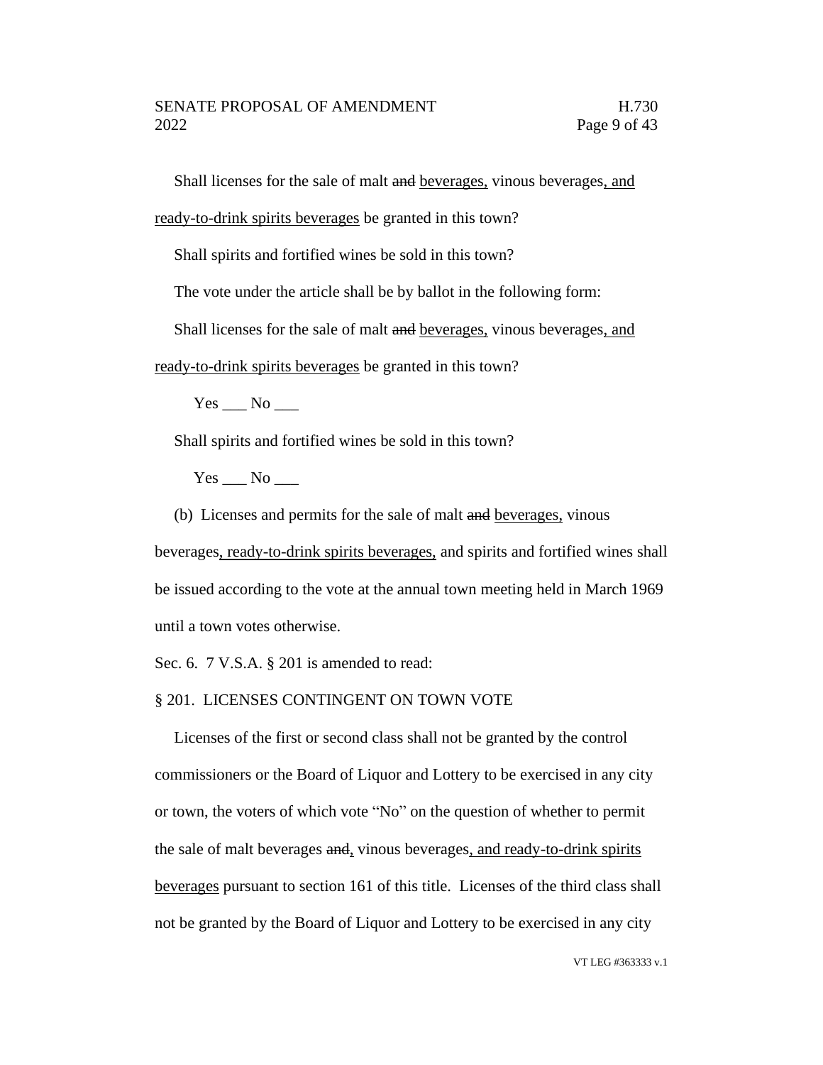Shall licenses for the sale of malt ~~and~~ beverages, vinous beverages, and ready-to-drink spirits beverages be granted in this town?

Shall spirits and fortified wines be sold in this town?

The vote under the article shall be by ballot in the following form:

Shall licenses for the sale of malt ~~and~~ beverages, vinous beverages, and ready-to-drink spirits beverages be granted in this town?

Yes ___ No ___

Shall spirits and fortified wines be sold in this town?

Yes ___ No ___

(b) Licenses and permits for the sale of malt ~~and~~ beverages, vinous beverages, ready-to-drink spirits beverages, and spirits and fortified wines shall be issued according to the vote at the annual town meeting held in March 1969 until a town votes otherwise.

Sec. 6. 7 V.S.A. § 201 is amended to read:

§ 201. LICENSES CONTINGENT ON TOWN VOTE

Licenses of the first or second class shall not be granted by the control commissioners or the Board of Liquor and Lottery to be exercised in any city or town, the voters of which vote "No" on the question of whether to permit the sale of malt beverages ~~and~~, vinous beverages, and ready-to-drink spirits beverages pursuant to section 161 of this title. Licenses of the third class shall not be granted by the Board of Liquor and Lottery to be exercised in any city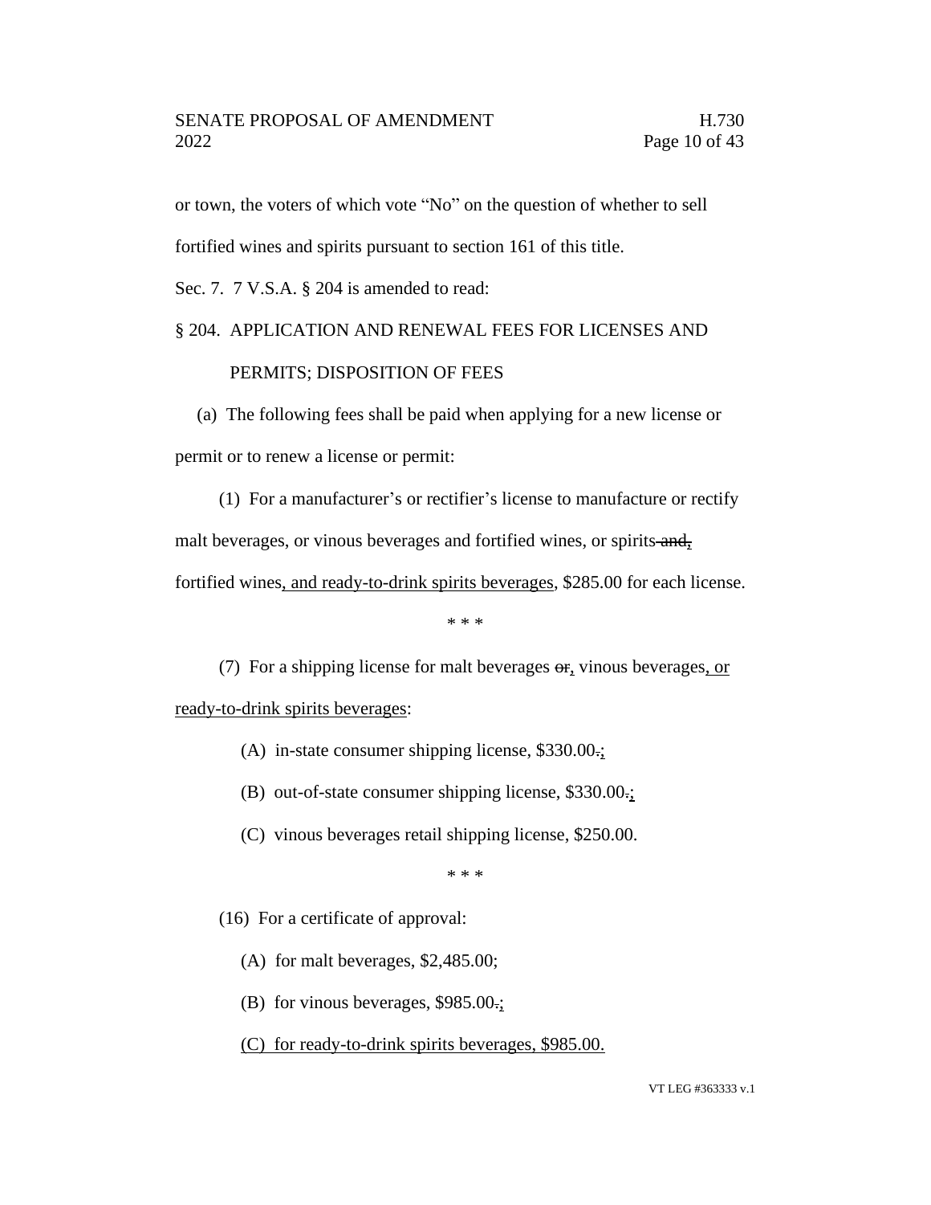or town, the voters of which vote "No" on the question of whether to sell fortified wines and spirits pursuant to section 161 of this title.

Sec. 7. 7 V.S.A. § 204 is amended to read:

§ 204. APPLICATION AND RENEWAL FEES FOR LICENSES AND PERMITS; DISPOSITION OF FEES

(a) The following fees shall be paid when applying for a new license or permit or to renew a license or permit:

(1) For a manufacturer's or rectifier's license to manufacture or rectify malt beverages, or vinous beverages and fortified wines, or spirits ~~and~~, fortified wines, and ready-to-drink spirits beverages, $285.00 for each license.

\* \* \*

(7) For a shipping license for malt beverages ~~or~~, vinous beverages, or ready-to-drink spirits beverages:

(A) in-state consumer shipping license, $330.00~~.~~;

(B) out-of-state consumer shipping license, $330.00~~.~~;

(C) vinous beverages retail shipping license, $250.00.

\* \* \*

(16) For a certificate of approval:

(A) for malt beverages, $2,485.00;

(B) for vinous beverages, $985.00~~.~~;

(C) for ready-to-drink spirits beverages, $985.00.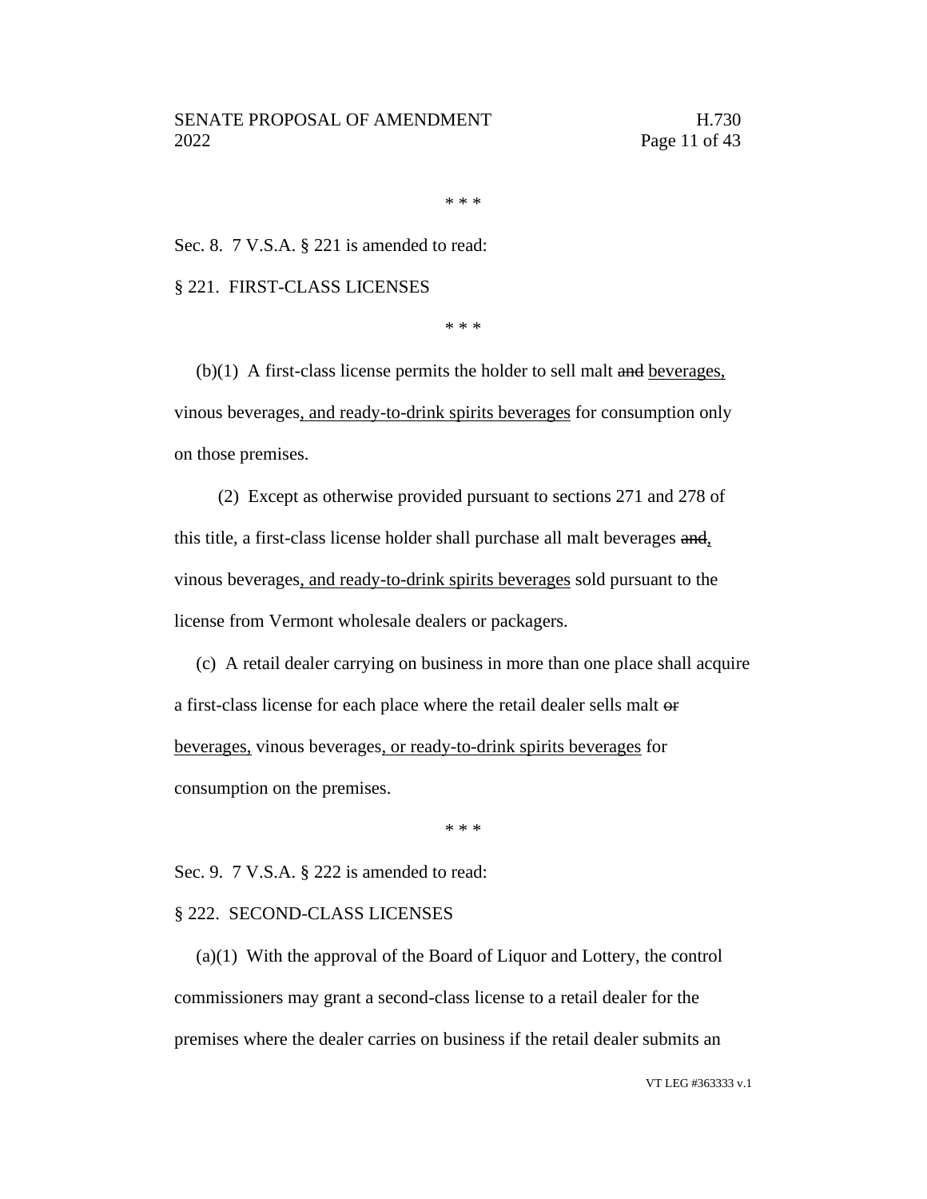\* \* \*

Sec. 8. 7 V.S.A. § 221 is amended to read:

§ 221. FIRST-CLASS LICENSES

\* \* \*

(b)(1) A first-class license permits the holder to sell malt ~~and~~ <u>beverages,</u> vinous beverages<u>, and ready-to-drink spirits beverages</u> for consumption only on those premises.

(2) Except as otherwise provided pursuant to sections 271 and 278 of this title, a first-class license holder shall purchase all malt beverages ~~and~~<u>,</u> vinous beverages<u>, and ready-to-drink spirits beverages</u> sold pursuant to the license from Vermont wholesale dealers or packagers.

(c) A retail dealer carrying on business in more than one place shall acquire a first-class license for each place where the retail dealer sells malt ~~or~~ <u>beverages,</u> vinous beverages<u>, or ready-to-drink spirits beverages</u> for consumption on the premises.

\* \* \*

Sec. 9. 7 V.S.A. § 222 is amended to read:

§ 222. SECOND-CLASS LICENSES

(a)(1) With the approval of the Board of Liquor and Lottery, the control commissioners may grant a second-class license to a retail dealer for the premises where the dealer carries on business if the retail dealer submits an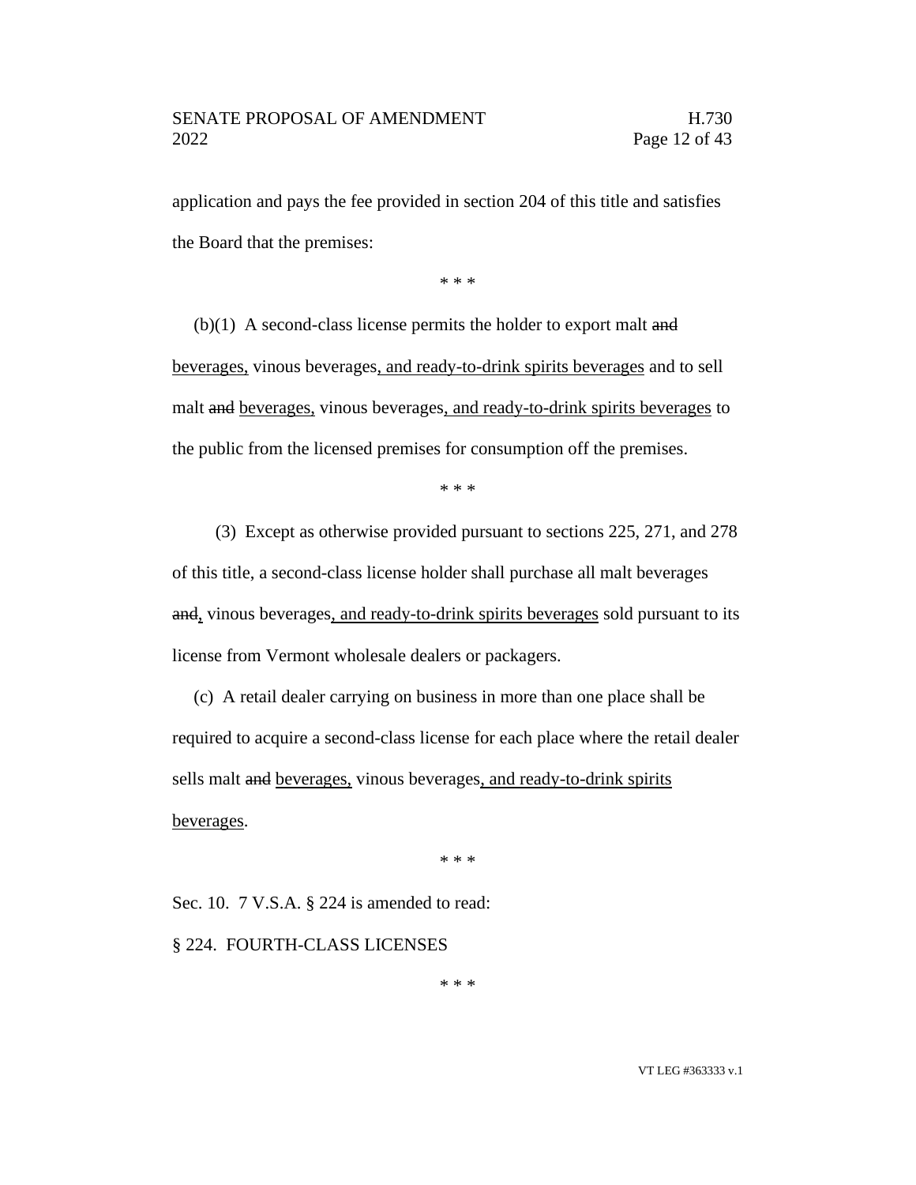application and pays the fee provided in section 204 of this title and satisfies the Board that the premises:

\* \* \*

(b)(1) A second-class license permits the holder to export malt ~~and~~ <u>beverages,</u> vinous beverages<u>, and ready-to-drink spirits beverages</u> and to sell malt ~~and~~ <u>beverages,</u> vinous beverages<u>, and ready-to-drink spirits beverages</u> to the public from the licensed premises for consumption off the premises.

\* \* \*

(3) Except as otherwise provided pursuant to sections 225, 271, and 278 of this title, a second-class license holder shall purchase all malt beverages ~~and~~<u>,</u> vinous beverages<u>, and ready-to-drink spirits beverages</u> sold pursuant to its license from Vermont wholesale dealers or packagers.

(c) A retail dealer carrying on business in more than one place shall be required to acquire a second-class license for each place where the retail dealer sells malt ~~and~~ <u>beverages,</u> vinous beverages<u>, and ready-to-drink spirits beverages</u>.

\* \* \*

Sec. 10. 7 V.S.A. § 224 is amended to read:

§ 224. FOURTH-CLASS LICENSES

\* \* \*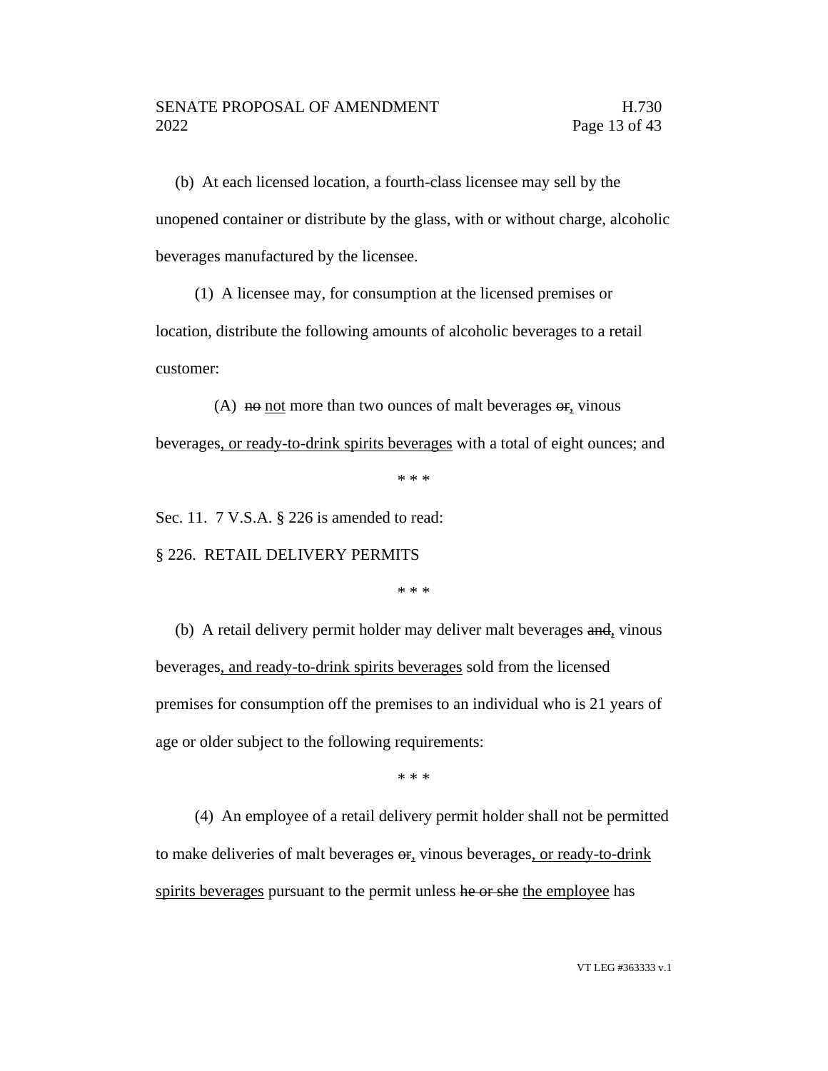(b) At each licensed location, a fourth-class licensee may sell by the unopened container or distribute by the glass, with or without charge, alcoholic beverages manufactured by the licensee.

(1) A licensee may, for consumption at the licensed premises or location, distribute the following amounts of alcoholic beverages to a retail customer:

(A) ~~no~~ not more than two ounces of malt beverages ~~or~~, vinous beverages, or ready-to-drink spirits beverages with a total of eight ounces; and

\* \* \*

Sec. 11. 7 V.S.A. § 226 is amended to read:

§ 226. RETAIL DELIVERY PERMITS

\* \* \*

(b) A retail delivery permit holder may deliver malt beverages ~~and~~, vinous beverages, and ready-to-drink spirits beverages sold from the licensed premises for consumption off the premises to an individual who is 21 years of age or older subject to the following requirements:

\* \* \*

(4) An employee of a retail delivery permit holder shall not be permitted to make deliveries of malt beverages ~~or~~, vinous beverages, or ready-to-drink spirits beverages pursuant to the permit unless ~~he or she~~ the employee has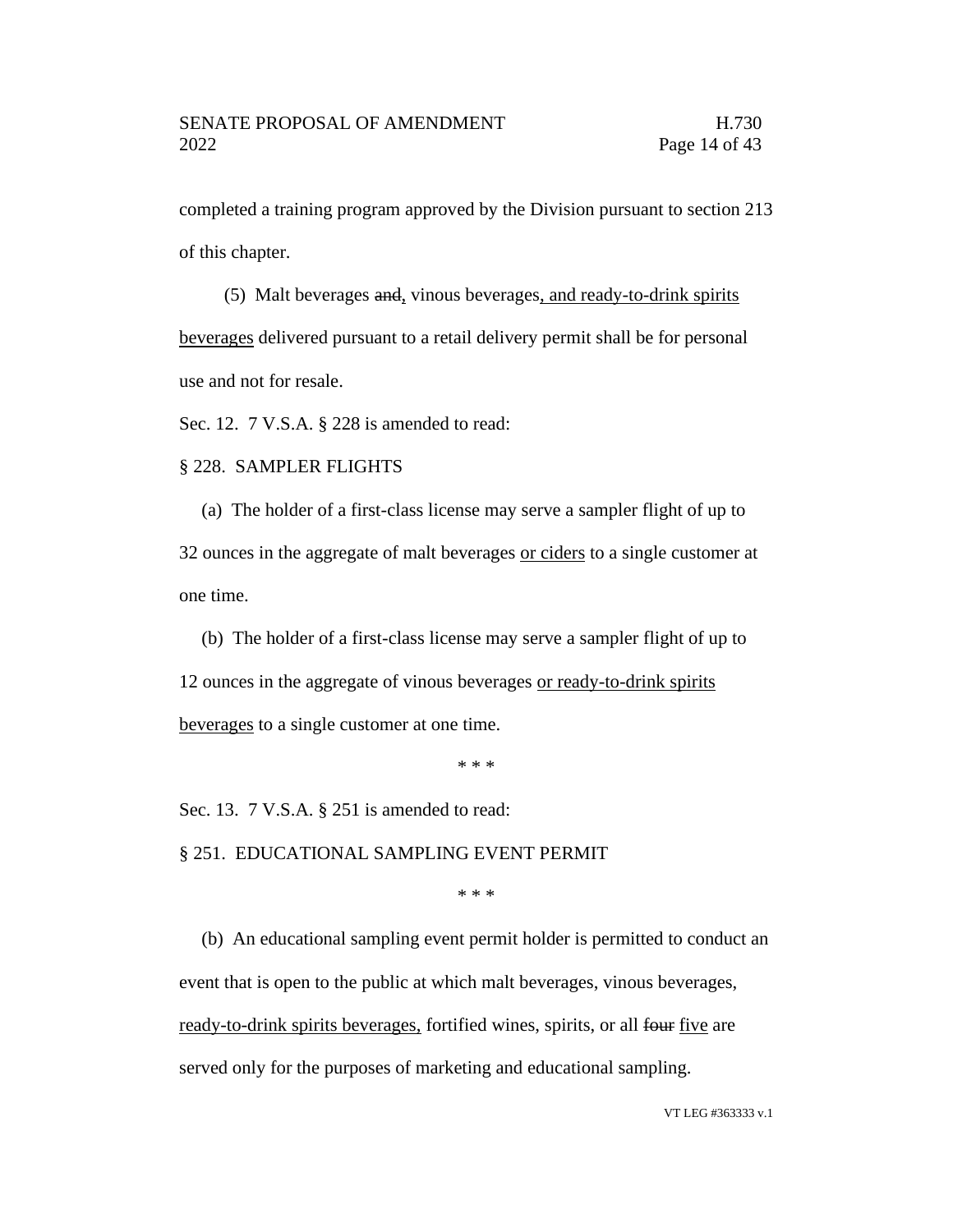completed a training program approved by the Division pursuant to section 213 of this chapter.

(5) Malt beverages ~~and~~, vinous beverages, and ready-to-drink spirits beverages delivered pursuant to a retail delivery permit shall be for personal use and not for resale.

Sec. 12. 7 V.S.A. § 228 is amended to read:

§ 228. SAMPLER FLIGHTS

(a) The holder of a first-class license may serve a sampler flight of up to 32 ounces in the aggregate of malt beverages or ciders to a single customer at one time.

(b) The holder of a first-class license may serve a sampler flight of up to 12 ounces in the aggregate of vinous beverages or ready-to-drink spirits beverages to a single customer at one time.

\* \* \*

Sec. 13. 7 V.S.A. § 251 is amended to read:

§ 251. EDUCATIONAL SAMPLING EVENT PERMIT

\* \* \*

(b) An educational sampling event permit holder is permitted to conduct an event that is open to the public at which malt beverages, vinous beverages, ready-to-drink spirits beverages, fortified wines, spirits, or all ~~four~~ five are served only for the purposes of marketing and educational sampling.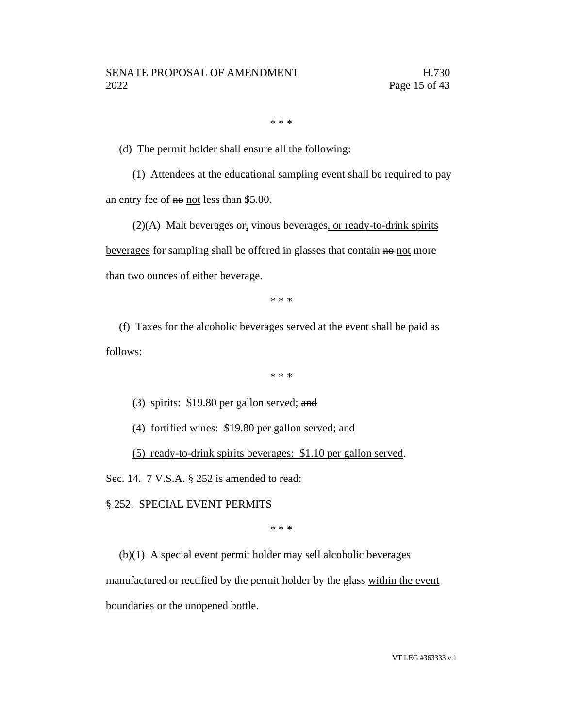\* \* \*

(d) The permit holder shall ensure all the following:

(1) Attendees at the educational sampling event shall be required to pay an entry fee of ~~no~~ <u>not</u> less than $5.00.

(2)(A) Malt beverages ~~or~~<u>,</u> vinous beverages<u>, or ready-to-drink spirits beverages</u> for sampling shall be offered in glasses that contain ~~no~~ <u>not</u> more than two ounces of either beverage.

\* \* \*

(f) Taxes for the alcoholic beverages served at the event shall be paid as follows:

\* \* \*

(3) spirits: $19.80 per gallon served; ~~and~~

(4) fortified wines: $19.80 per gallon served<u>; and</u>

<u>(5) ready-to-drink spirits beverages: $1.10 per gallon served</u>.

Sec. 14. 7 V.S.A. § 252 is amended to read:

§ 252. SPECIAL EVENT PERMITS

\* \* \*

(b)(1) A special event permit holder may sell alcoholic beverages manufactured or rectified by the permit holder by the glass <u>within the event boundaries</u> or the unopened bottle.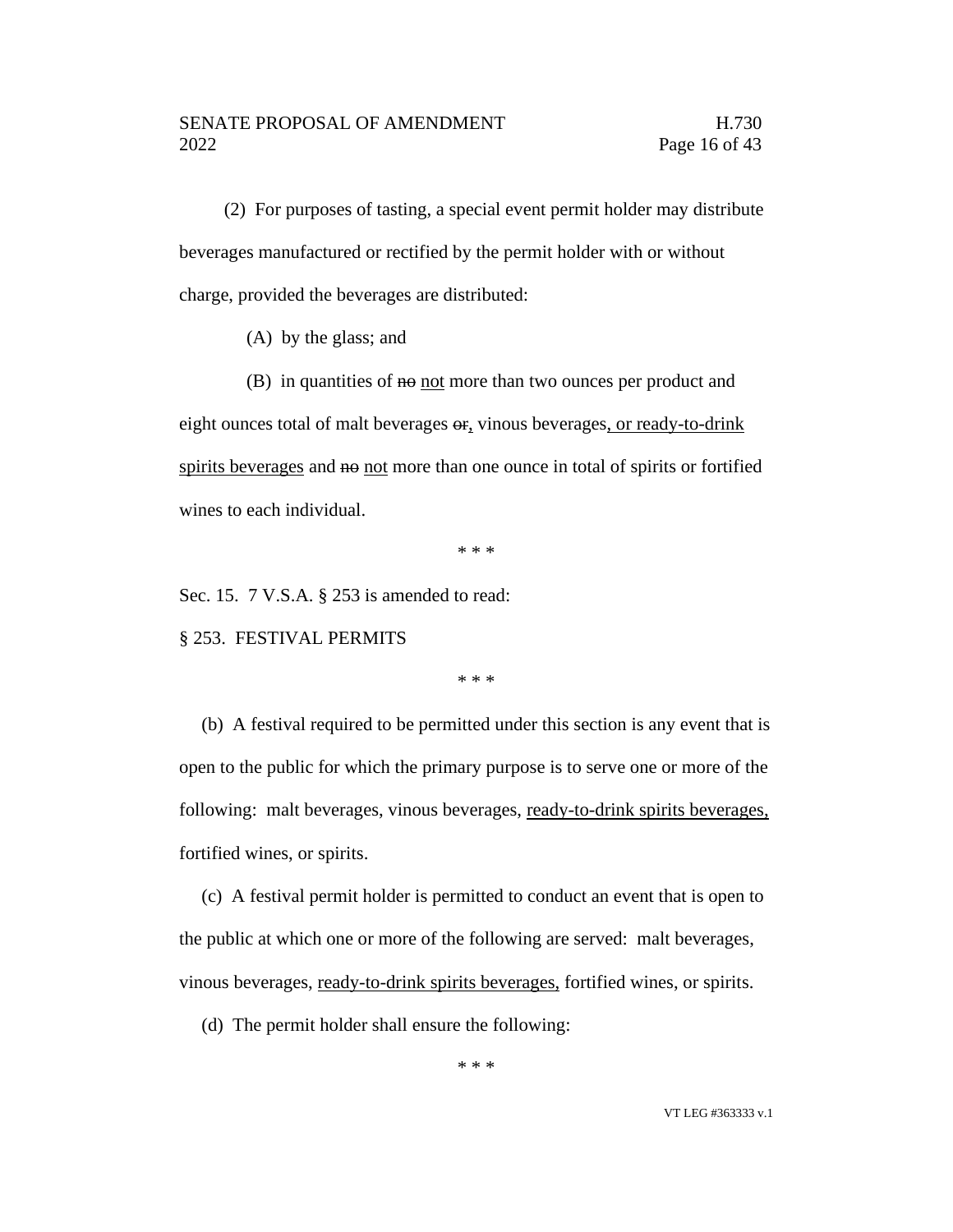(2) For purposes of tasting, a special event permit holder may distribute beverages manufactured or rectified by the permit holder with or without charge, provided the beverages are distributed:

(A) by the glass; and

(B) in quantities of ~~no~~ <u>not</u> more than two ounces per product and eight ounces total of malt beverages ~~or~~<u>,</u> vinous beverages<u>, or ready-to-drink spirits beverages</u> and ~~no~~ <u>not</u> more than one ounce in total of spirits or fortified wines to each individual.

\* \* \*

Sec. 15. 7 V.S.A. § 253 is amended to read:

§ 253. FESTIVAL PERMITS

\* \* \*

(b) A festival required to be permitted under this section is any event that is open to the public for which the primary purpose is to serve one or more of the following: malt beverages, vinous beverages, <u>ready-to-drink spirits beverages,</u> fortified wines, or spirits.

(c) A festival permit holder is permitted to conduct an event that is open to the public at which one or more of the following are served: malt beverages, vinous beverages, <u>ready-to-drink spirits beverages,</u> fortified wines, or spirits.

(d) The permit holder shall ensure the following:

\* \* \*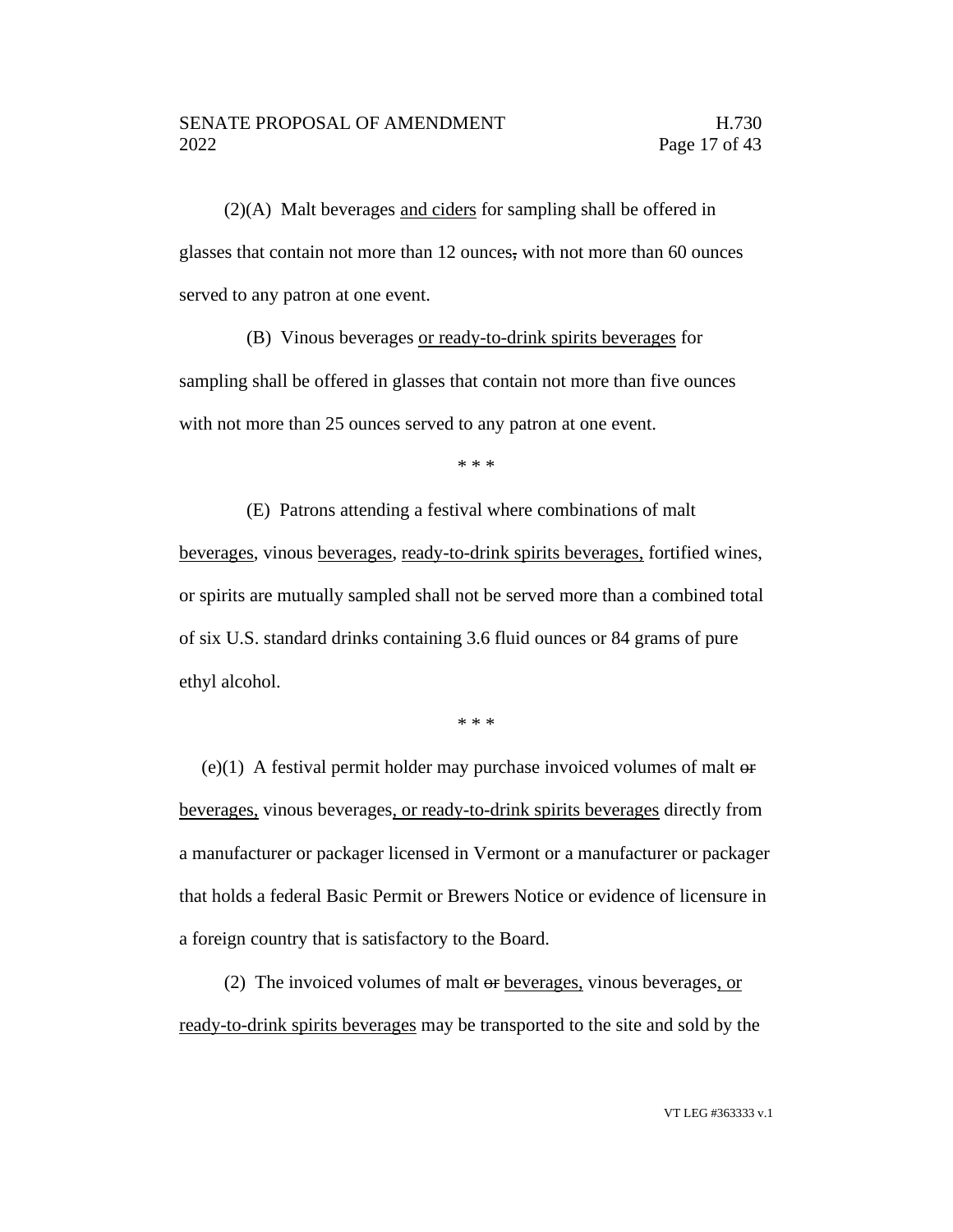(2)(A) Malt beverages <u>and ciders</u> for sampling shall be offered in glasses that contain not more than 12 ounces~~,~~ with not more than 60 ounces served to any patron at one event.

(B) Vinous beverages <u>or ready-to-drink spirits beverages</u> for sampling shall be offered in glasses that contain not more than five ounces with not more than 25 ounces served to any patron at one event.

\* \* \*

(E) Patrons attending a festival where combinations of malt <u>beverages</u>, vinous <u>beverages</u>, <u>ready-to-drink spirits beverages,</u> fortified wines, or spirits are mutually sampled shall not be served more than a combined total of six U.S. standard drinks containing 3.6 fluid ounces or 84 grams of pure ethyl alcohol.

\* \* \*

(e)(1) A festival permit holder may purchase invoiced volumes of malt ~~or~~ <u>beverages,</u> vinous beverages<u>, or ready-to-drink spirits beverages</u> directly from a manufacturer or packager licensed in Vermont or a manufacturer or packager that holds a federal Basic Permit or Brewers Notice or evidence of licensure in a foreign country that is satisfactory to the Board.

(2) The invoiced volumes of malt ~~or~~ <u>beverages,</u> vinous beverages<u>, or ready-to-drink spirits beverages</u> may be transported to the site and sold by the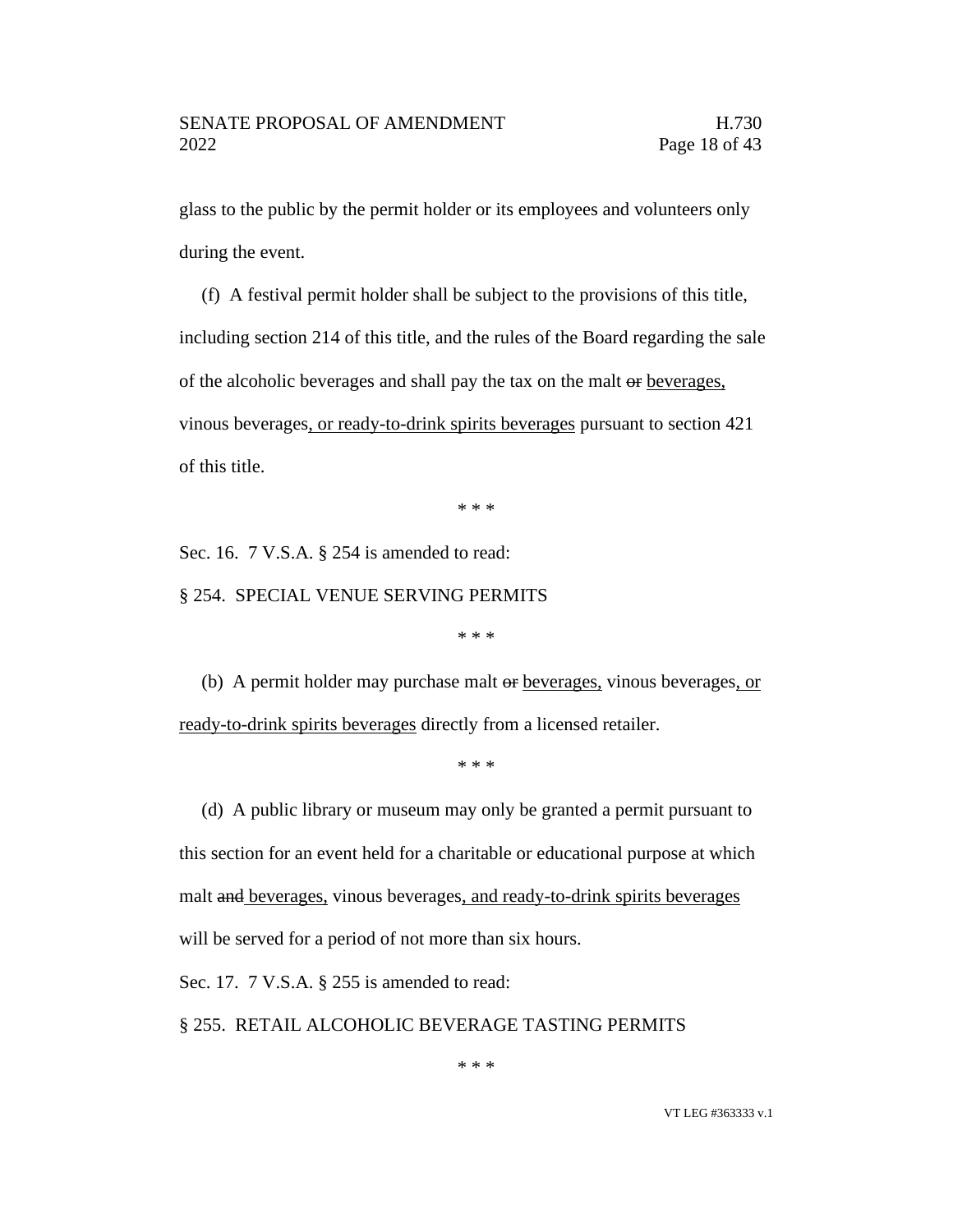glass to the public by the permit holder or its employees and volunteers only during the event.

(f) A festival permit holder shall be subject to the provisions of this title, including section 214 of this title, and the rules of the Board regarding the sale of the alcoholic beverages and shall pay the tax on the malt ~~or~~ beverages, vinous beverages, or ready-to-drink spirits beverages pursuant to section 421 of this title.

\* \* \*

Sec. 16. 7 V.S.A. § 254 is amended to read:

§ 254. SPECIAL VENUE SERVING PERMITS

\* \* \*

(b) A permit holder may purchase malt ~~or~~ beverages, vinous beverages, or ready-to-drink spirits beverages directly from a licensed retailer.

\* \* \*

(d) A public library or museum may only be granted a permit pursuant to this section for an event held for a charitable or educational purpose at which malt ~~and~~ beverages, vinous beverages, and ready-to-drink spirits beverages will be served for a period of not more than six hours.

Sec. 17. 7 V.S.A. § 255 is amended to read:

§ 255. RETAIL ALCOHOLIC BEVERAGE TASTING PERMITS

\* \* \*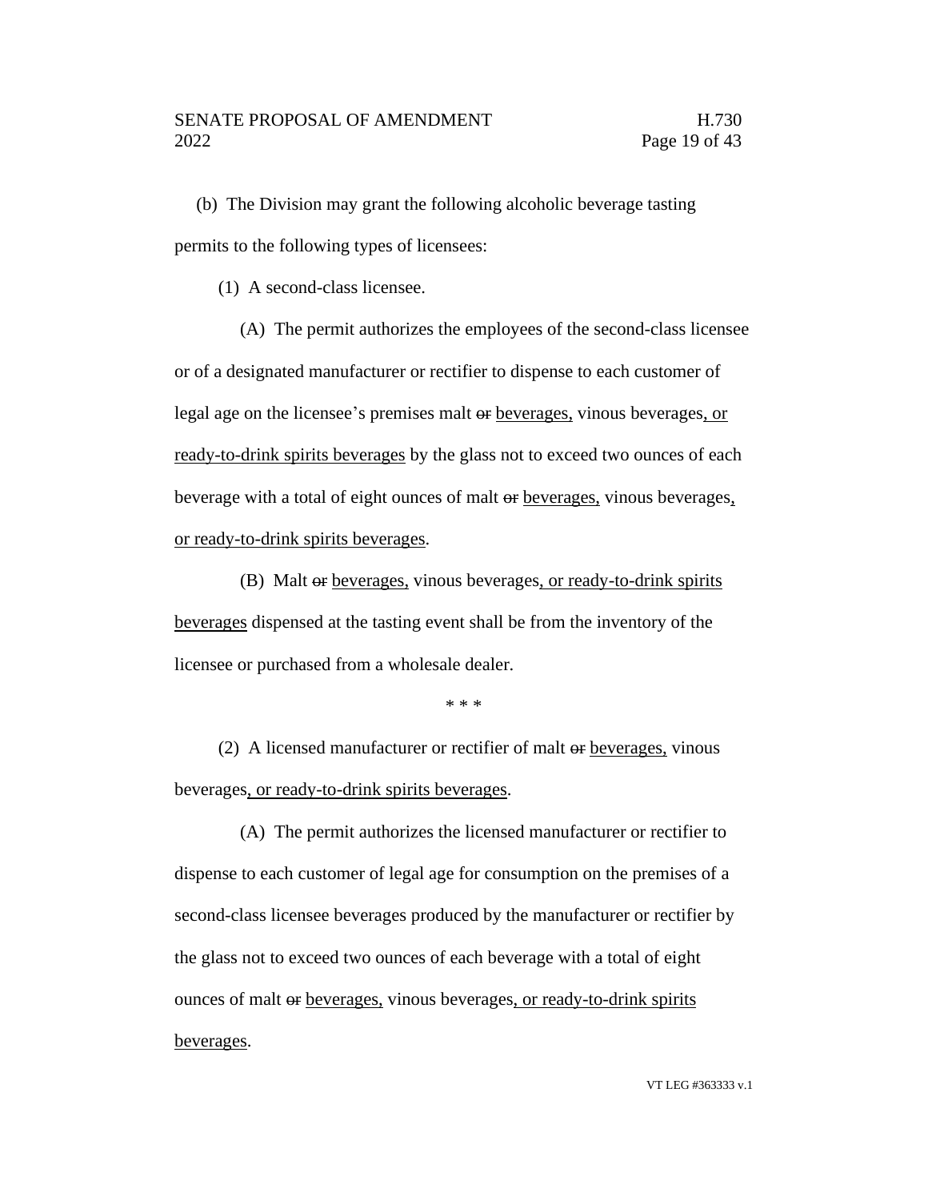(b) The Division may grant the following alcoholic beverage tasting permits to the following types of licensees:

(1) A second-class licensee.

(A) The permit authorizes the employees of the second-class licensee or of a designated manufacturer or rectifier to dispense to each customer of legal age on the licensee's premises malt ~~or~~ <u>beverages,</u> vinous beverages<u>, or ready-to-drink spirits beverages</u> by the glass not to exceed two ounces of each beverage with a total of eight ounces of malt ~~or~~ <u>beverages,</u> vinous beverages<u>, or ready-to-drink spirits beverages</u>.

(B) Malt ~~or~~ <u>beverages,</u> vinous beverages<u>, or ready-to-drink spirits beverages</u> dispensed at the tasting event shall be from the inventory of the licensee or purchased from a wholesale dealer.

\* \* \*

(2) A licensed manufacturer or rectifier of malt ~~or~~ <u>beverages,</u> vinous beverages<u>, or ready-to-drink spirits beverages</u>.

(A) The permit authorizes the licensed manufacturer or rectifier to dispense to each customer of legal age for consumption on the premises of a second-class licensee beverages produced by the manufacturer or rectifier by the glass not to exceed two ounces of each beverage with a total of eight ounces of malt ~~or~~ <u>beverages,</u> vinous beverages<u>, or ready-to-drink spirits beverages</u>.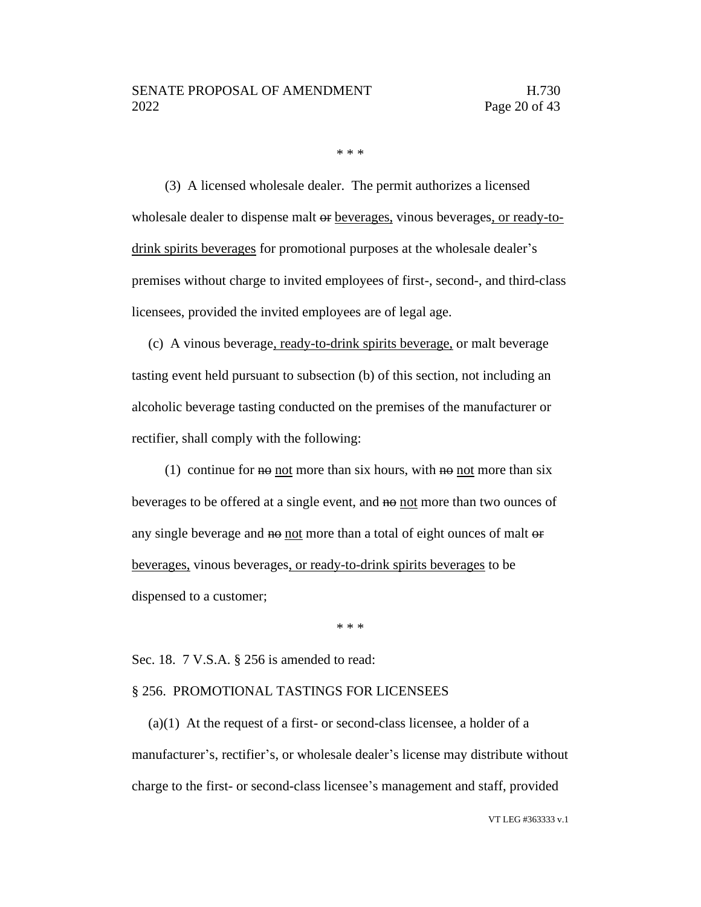\* \* \*

(3) A licensed wholesale dealer. The permit authorizes a licensed wholesale dealer to dispense malt ~~or~~ <u>beverages,</u> vinous beverages<u>, or ready-to-drink spirits beverages</u> for promotional purposes at the wholesale dealer's premises without charge to invited employees of first-, second-, and third-class licensees, provided the invited employees are of legal age.

(c) A vinous beverage<u>, ready-to-drink spirits beverage,</u> or malt beverage tasting event held pursuant to subsection (b) of this section, not including an alcoholic beverage tasting conducted on the premises of the manufacturer or rectifier, shall comply with the following:

(1) continue for ~~no~~ <u>not</u> more than six hours, with ~~no~~ <u>not</u> more than six beverages to be offered at a single event, and ~~no~~ <u>not</u> more than two ounces of any single beverage and ~~no~~ <u>not</u> more than a total of eight ounces of malt ~~or~~ <u>beverages,</u> vinous beverages<u>, or ready-to-drink spirits beverages</u> to be dispensed to a customer;

\* \* \*

Sec. 18. 7 V.S.A. § 256 is amended to read:

§ 256. PROMOTIONAL TASTINGS FOR LICENSEES

(a)(1) At the request of a first- or second-class licensee, a holder of a manufacturer's, rectifier's, or wholesale dealer's license may distribute without charge to the first- or second-class licensee's management and staff, provided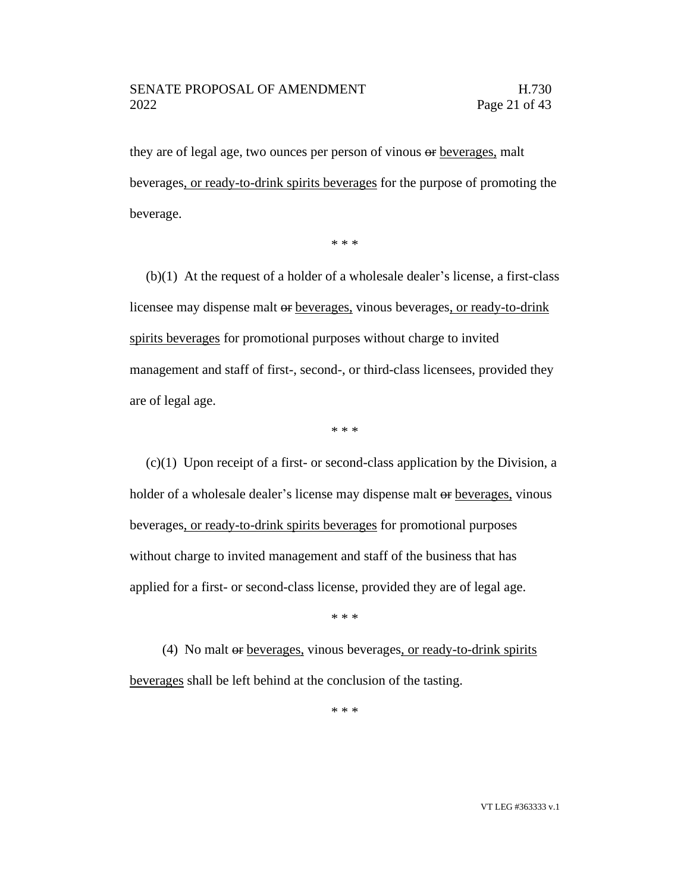they are of legal age, two ounces per person of vinous ~~or~~ beverages, malt beverages, or ready-to-drink spirits beverages for the purpose of promoting the beverage.

\* \* \*

(b)(1) At the request of a holder of a wholesale dealer's license, a first-class licensee may dispense malt ~~or~~ beverages, vinous beverages, or ready-to-drink spirits beverages for promotional purposes without charge to invited management and staff of first-, second-, or third-class licensees, provided they are of legal age.

\* \* \*

(c)(1) Upon receipt of a first- or second-class application by the Division, a holder of a wholesale dealer's license may dispense malt ~~or~~ beverages, vinous beverages, or ready-to-drink spirits beverages for promotional purposes without charge to invited management and staff of the business that has applied for a first- or second-class license, provided they are of legal age.

\* \* \*

(4) No malt ~~or~~ beverages, vinous beverages, or ready-to-drink spirits beverages shall be left behind at the conclusion of the tasting.

\* \* \*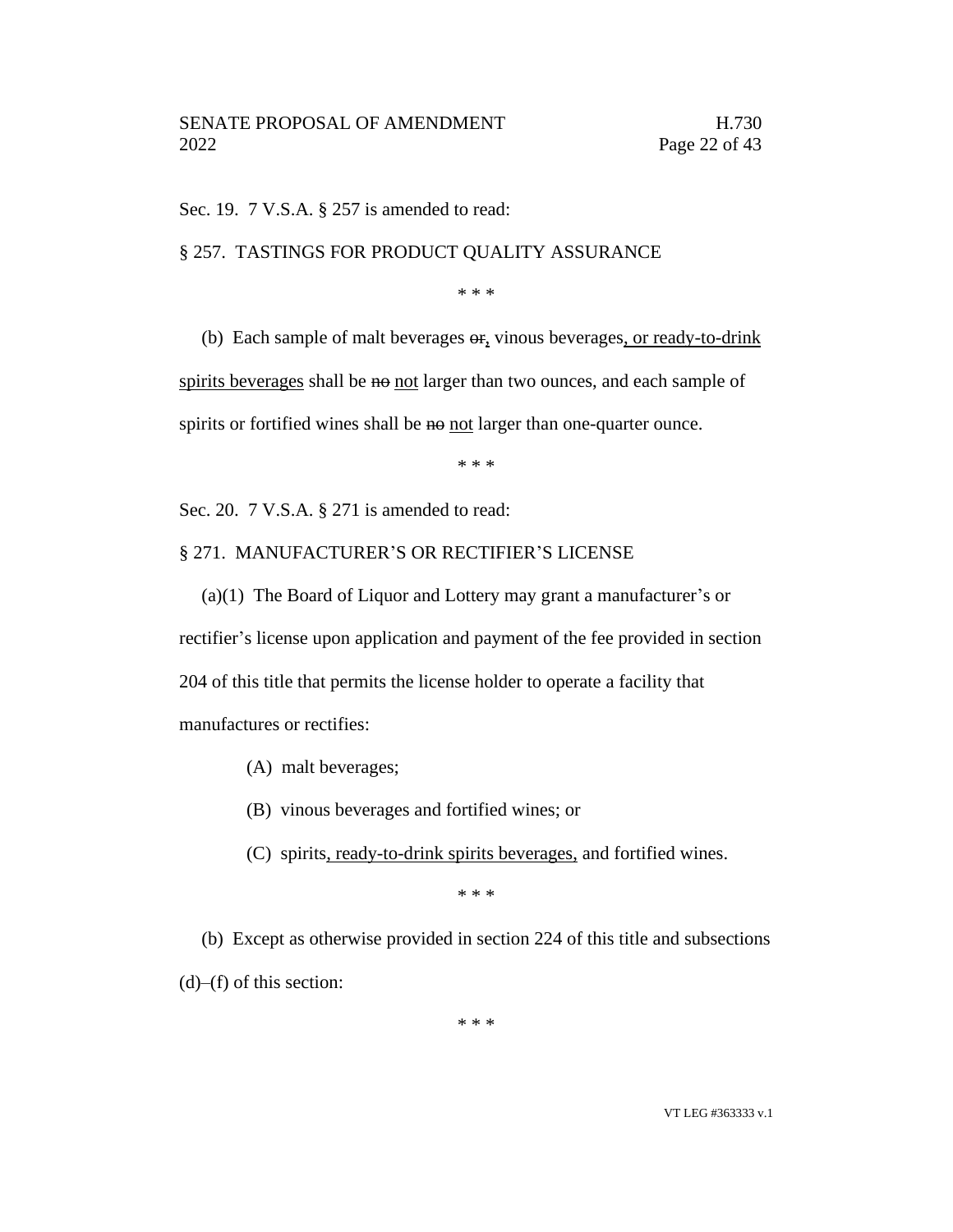Sec. 19. 7 V.S.A. § 257 is amended to read:

§ 257. TASTINGS FOR PRODUCT QUALITY ASSURANCE

\* \* \*

(b) Each sample of malt beverages ~~or~~, vinous beverages, or ready-to-drink spirits beverages shall be ~~no~~ not larger than two ounces, and each sample of spirits or fortified wines shall be ~~no~~ not larger than one-quarter ounce.

\* \* \*

Sec. 20. 7 V.S.A. § 271 is amended to read:

§ 271. MANUFACTURER'S OR RECTIFIER'S LICENSE

(a)(1) The Board of Liquor and Lottery may grant a manufacturer's or rectifier's license upon application and payment of the fee provided in section 204 of this title that permits the license holder to operate a facility that manufactures or rectifies:

(A) malt beverages;

(B) vinous beverages and fortified wines; or

(C) spirits, ready-to-drink spirits beverages, and fortified wines.

\* \* \*

(b) Except as otherwise provided in section 224 of this title and subsections (d)–(f) of this section:

\* \* \*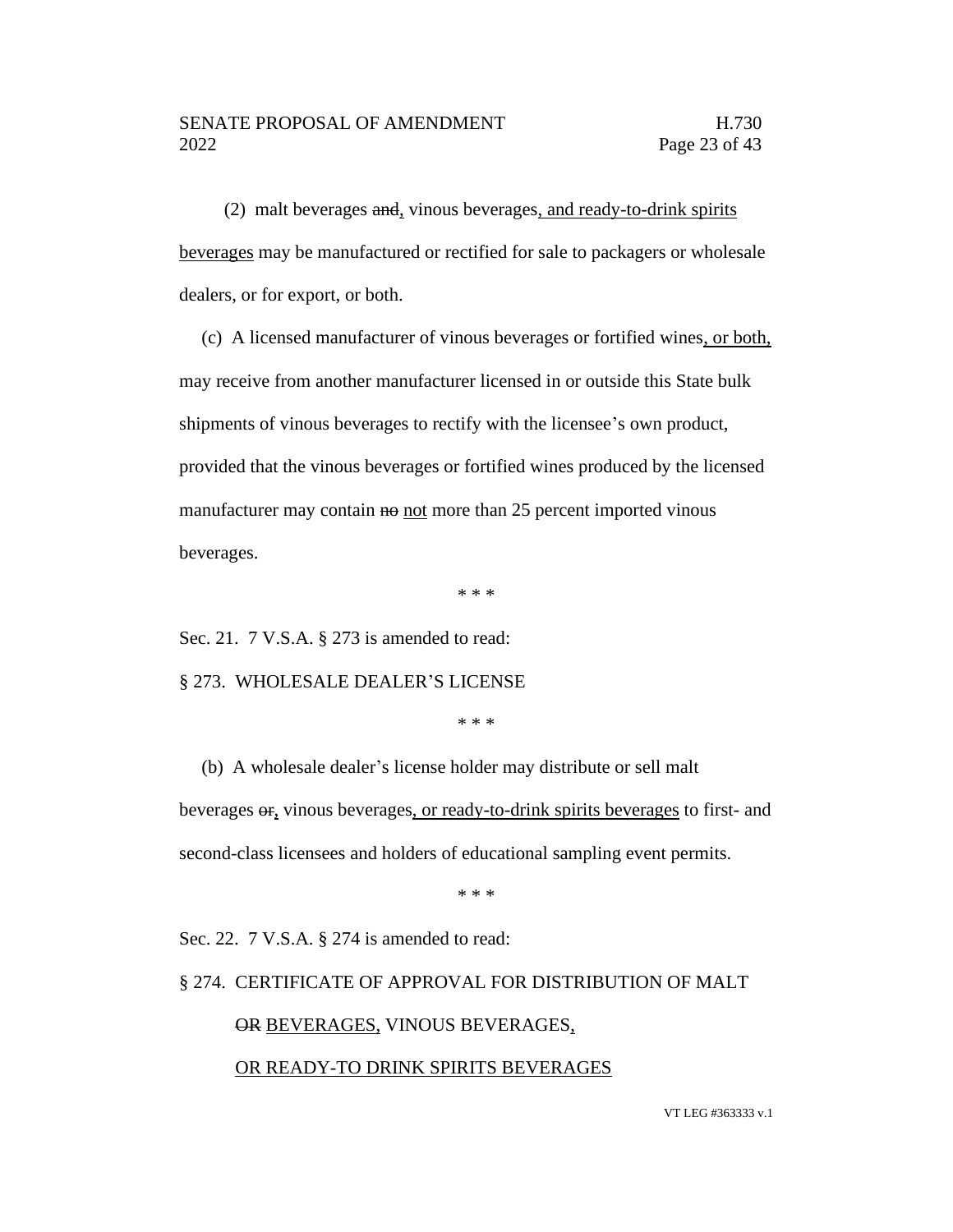(2) malt beverages ~~and~~, vinous beverages, and ready-to-drink spirits beverages may be manufactured or rectified for sale to packagers or wholesale dealers, or for export, or both.

(c) A licensed manufacturer of vinous beverages or fortified wines, or both, may receive from another manufacturer licensed in or outside this State bulk shipments of vinous beverages to rectify with the licensee's own product, provided that the vinous beverages or fortified wines produced by the licensed manufacturer may contain ~~no~~ not more than 25 percent imported vinous beverages.

\* \* \*

Sec. 21. 7 V.S.A. § 273 is amended to read:

§ 273. WHOLESALE DEALER'S LICENSE

\* \* \*

(b) A wholesale dealer's license holder may distribute or sell malt beverages ~~or~~, vinous beverages, or ready-to-drink spirits beverages to first- and second-class licensees and holders of educational sampling event permits.

\* \* \*

Sec. 22. 7 V.S.A. § 274 is amended to read:

§ 274. CERTIFICATE OF APPROVAL FOR DISTRIBUTION OF MALT ~~OR~~ BEVERAGES, VINOUS BEVERAGES, OR READY-TO DRINK SPIRITS BEVERAGES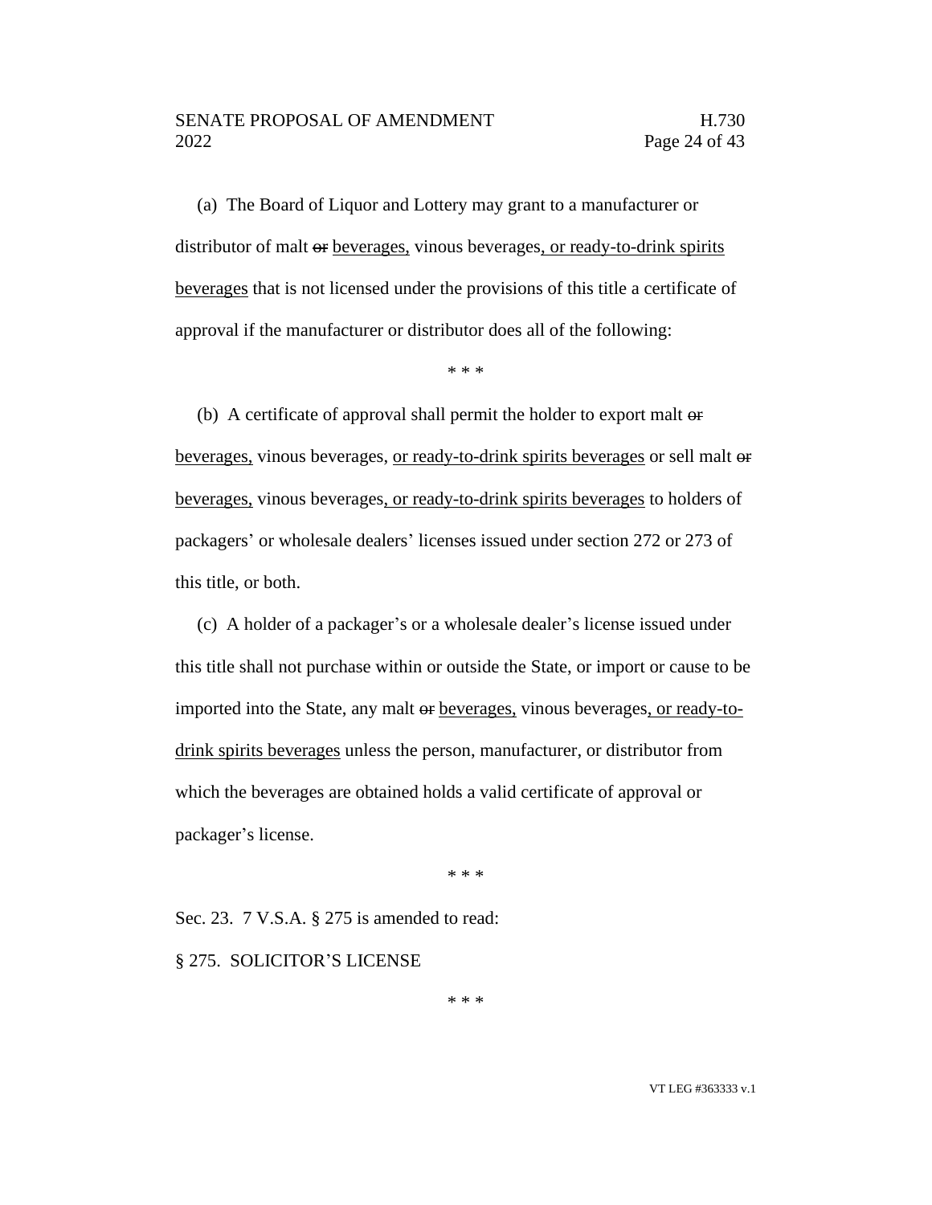(a) The Board of Liquor and Lottery may grant to a manufacturer or distributor of malt ~~or~~ <u>beverages,</u> vinous beverages<u>, or ready-to-drink spirits beverages</u> that is not licensed under the provisions of this title a certificate of approval if the manufacturer or distributor does all of the following:

\* \* \*

(b) A certificate of approval shall permit the holder to export malt ~~or~~ <u>beverages,</u> vinous beverages, <u>or ready-to-drink spirits beverages</u> or sell malt ~~or~~ <u>beverages,</u> vinous beverages<u>, or ready-to-drink spirits beverages</u> to holders of packagers' or wholesale dealers' licenses issued under section 272 or 273 of this title, or both.

(c) A holder of a packager's or a wholesale dealer's license issued under this title shall not purchase within or outside the State, or import or cause to be imported into the State, any malt ~~or~~ <u>beverages,</u> vinous beverages<u>, or ready-to-drink spirits beverages</u> unless the person, manufacturer, or distributor from which the beverages are obtained holds a valid certificate of approval or packager's license.

\* \* \*

Sec. 23. 7 V.S.A. § 275 is amended to read:

§ 275. SOLICITOR'S LICENSE

\* \* \*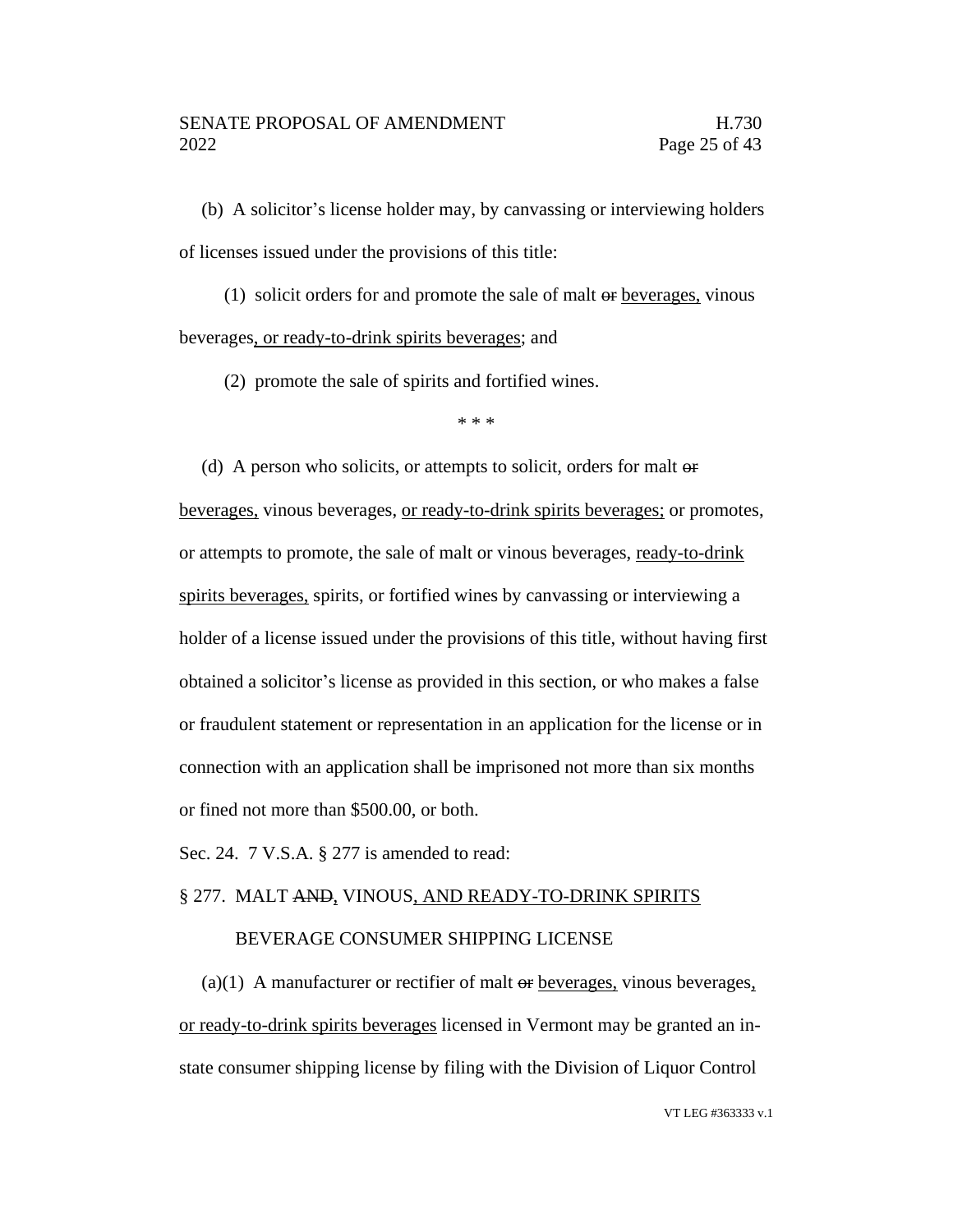(b) A solicitor's license holder may, by canvassing or interviewing holders of licenses issued under the provisions of this title:

(1) solicit orders for and promote the sale of malt ~~or~~ <u>beverages,</u> vinous beverages<u>, or ready-to-drink spirits beverages</u>; and

(2) promote the sale of spirits and fortified wines.

\* \* \*

(d) A person who solicits, or attempts to solicit, orders for malt ~~or~~ <u>beverages,</u> vinous beverages, <u>or ready-to-drink spirits beverages;</u> or promotes, or attempts to promote, the sale of malt or vinous beverages, <u>ready-to-drink spirits beverages,</u> spirits, or fortified wines by canvassing or interviewing a holder of a license issued under the provisions of this title, without having first obtained a solicitor's license as provided in this section, or who makes a false or fraudulent statement or representation in an application for the license or in connection with an application shall be imprisoned not more than six months or fined not more than $500.00, or both.

Sec. 24. 7 V.S.A. § 277 is amended to read:

§ 277. MALT ~~AND~~<u>,</u> VINOUS<u>, AND READY-TO-DRINK SPIRITS</u> BEVERAGE CONSUMER SHIPPING LICENSE

(a)(1) A manufacturer or rectifier of malt ~~or~~ <u>beverages,</u> vinous beverages<u>, or ready-to-drink spirits beverages</u> licensed in Vermont may be granted an in-state consumer shipping license by filing with the Division of Liquor Control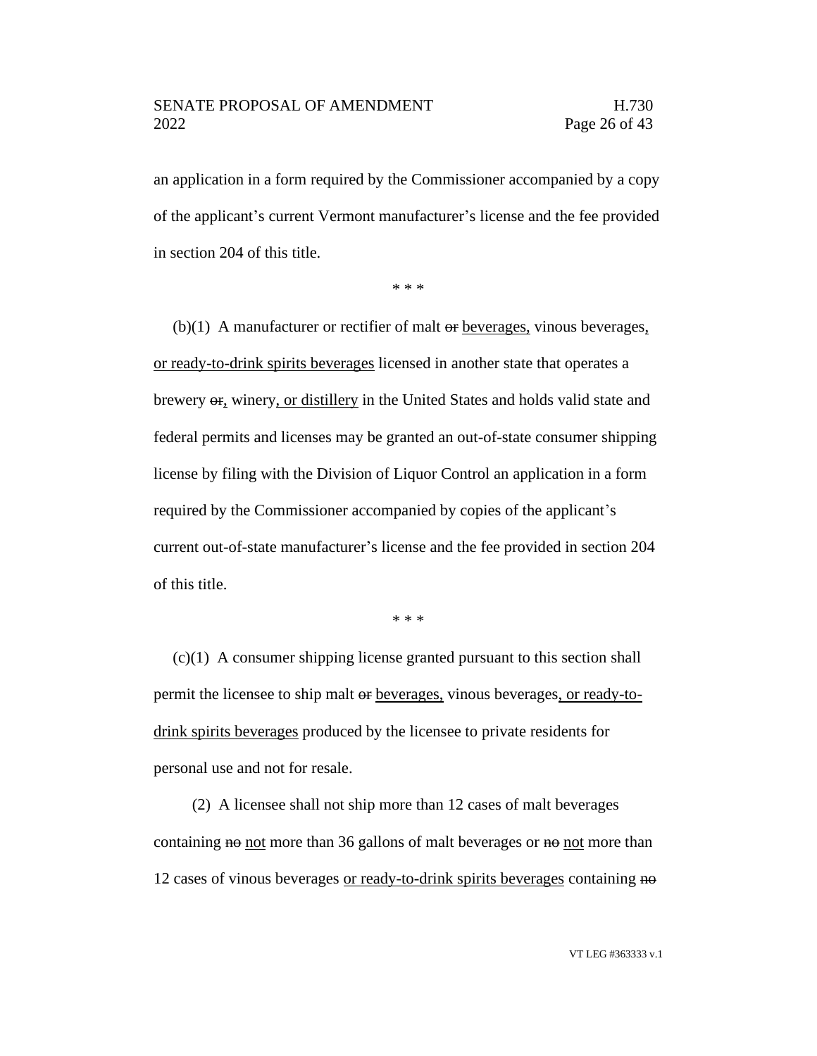an application in a form required by the Commissioner accompanied by a copy of the applicant's current Vermont manufacturer's license and the fee provided in section 204 of this title.

\* \* \*

(b)(1) A manufacturer or rectifier of malt ~~or~~ <u>beverages,</u> vinous beverages<u>, or ready-to-drink spirits beverages</u> licensed in another state that operates a brewery ~~or~~<u>,</u> winery<u>, or distillery</u> in the United States and holds valid state and federal permits and licenses may be granted an out-of-state consumer shipping license by filing with the Division of Liquor Control an application in a form required by the Commissioner accompanied by copies of the applicant's current out-of-state manufacturer's license and the fee provided in section 204 of this title.

\* \* \*

(c)(1) A consumer shipping license granted pursuant to this section shall permit the licensee to ship malt ~~or~~ <u>beverages,</u> vinous beverages<u>, or ready-to-drink spirits beverages</u> produced by the licensee to private residents for personal use and not for resale.

(2) A licensee shall not ship more than 12 cases of malt beverages containing ~~no~~ <u>not</u> more than 36 gallons of malt beverages or ~~no~~ <u>not</u> more than 12 cases of vinous beverages <u>or ready-to-drink spirits beverages</u> containing ~~no~~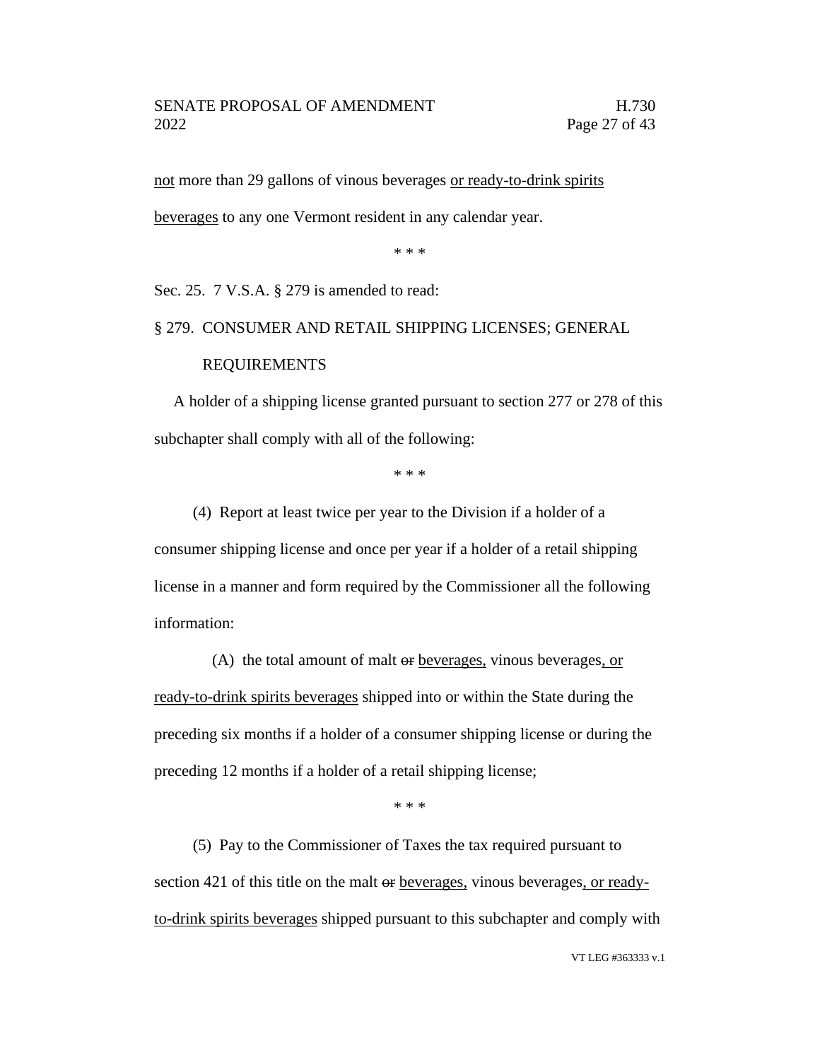not more than 29 gallons of vinous beverages or ready-to-drink spirits beverages to any one Vermont resident in any calendar year.

\* \* \*

Sec. 25. 7 V.S.A. § 279 is amended to read:

§ 279. CONSUMER AND RETAIL SHIPPING LICENSES; GENERAL REQUIREMENTS

A holder of a shipping license granted pursuant to section 277 or 278 of this subchapter shall comply with all of the following:

\* \* \*

(4) Report at least twice per year to the Division if a holder of a consumer shipping license and once per year if a holder of a retail shipping license in a manner and form required by the Commissioner all the following information:

(A) the total amount of malt ~~or~~ beverages, vinous beverages, or ready-to-drink spirits beverages shipped into or within the State during the preceding six months if a holder of a consumer shipping license or during the preceding 12 months if a holder of a retail shipping license;

\* \* \*

(5) Pay to the Commissioner of Taxes the tax required pursuant to section 421 of this title on the malt ~~or~~ beverages, vinous beverages, or ready-to-drink spirits beverages shipped pursuant to this subchapter and comply with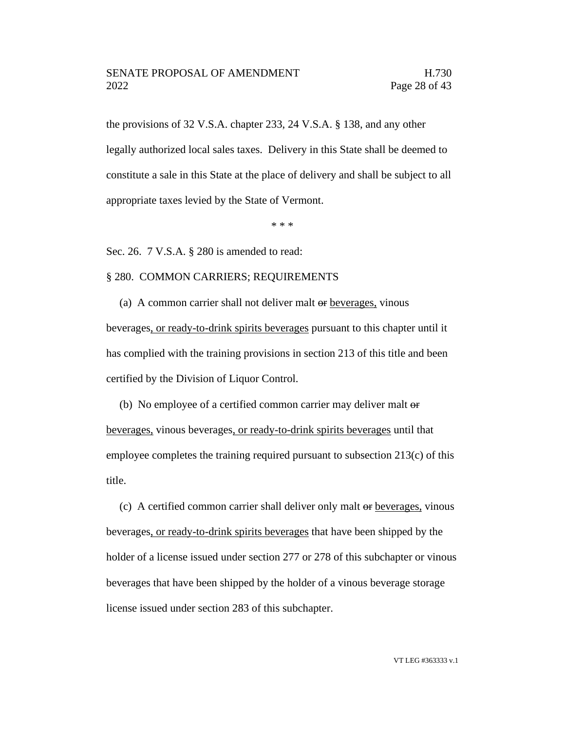the provisions of 32 V.S.A. chapter 233, 24 V.S.A. § 138, and any other legally authorized local sales taxes. Delivery in this State shall be deemed to constitute a sale in this State at the place of delivery and shall be subject to all appropriate taxes levied by the State of Vermont.

\* \* \*

Sec. 26. 7 V.S.A. § 280 is amended to read:

§ 280. COMMON CARRIERS; REQUIREMENTS

(a) A common carrier shall not deliver malt ~~or~~ <u>beverages,</u> vinous beverages<u>, or ready-to-drink spirits beverages</u> pursuant to this chapter until it has complied with the training provisions in section 213 of this title and been certified by the Division of Liquor Control.

(b) No employee of a certified common carrier may deliver malt ~~or~~ <u>beverages,</u> vinous beverages<u>, or ready-to-drink spirits beverages</u> until that employee completes the training required pursuant to subsection 213(c) of this title.

(c) A certified common carrier shall deliver only malt ~~or~~ <u>beverages,</u> vinous beverages<u>, or ready-to-drink spirits beverages</u> that have been shipped by the holder of a license issued under section 277 or 278 of this subchapter or vinous beverages that have been shipped by the holder of a vinous beverage storage license issued under section 283 of this subchapter.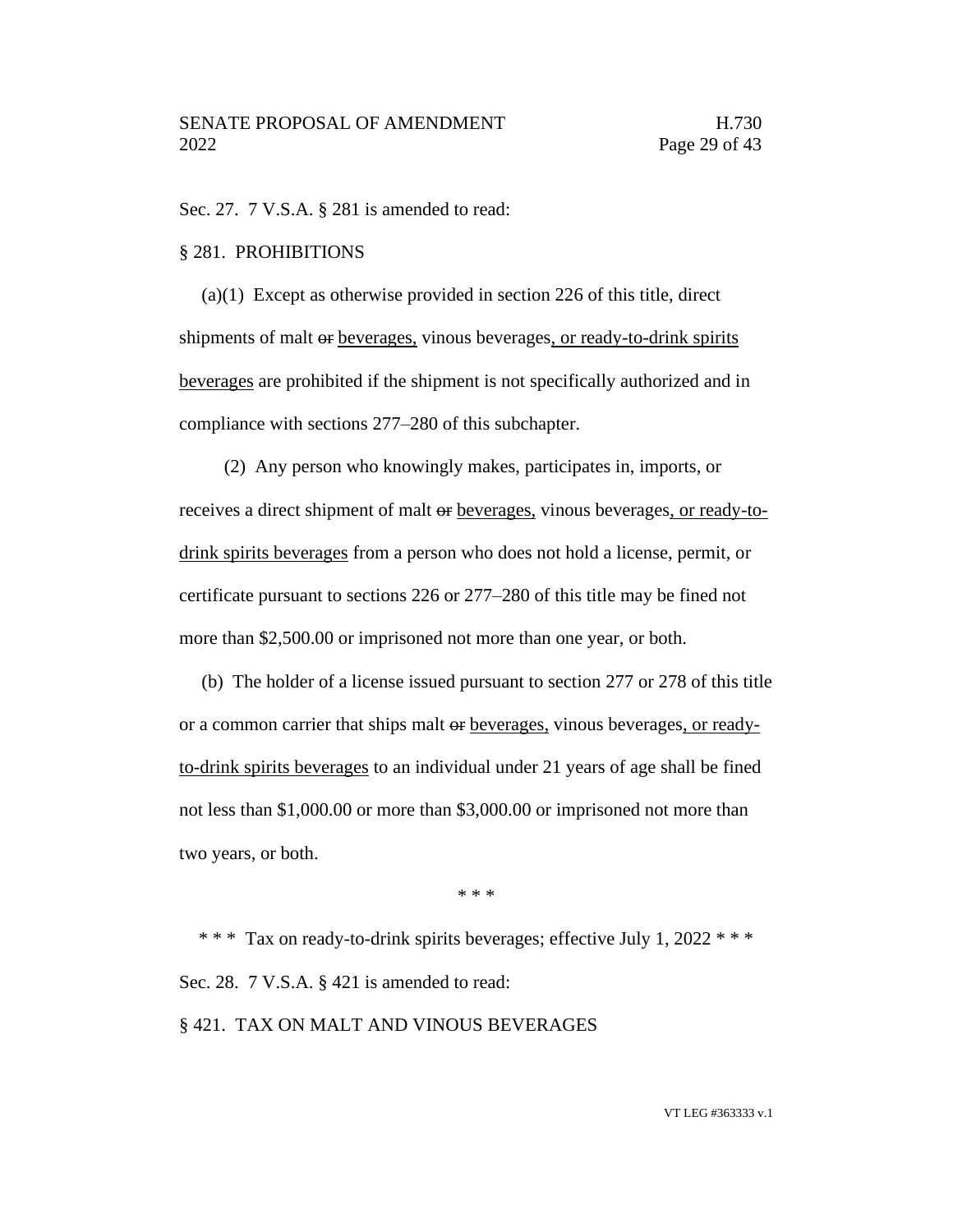Sec. 27. 7 V.S.A. § 281 is amended to read:

§ 281. PROHIBITIONS

(a)(1) Except as otherwise provided in section 226 of this title, direct shipments of malt ~~or~~ beverages, vinous beverages, or ready-to-drink spirits beverages are prohibited if the shipment is not specifically authorized and in compliance with sections 277–280 of this subchapter.

(2) Any person who knowingly makes, participates in, imports, or receives a direct shipment of malt ~~or~~ beverages, vinous beverages, or ready-to-drink spirits beverages from a person who does not hold a license, permit, or certificate pursuant to sections 226 or 277–280 of this title may be fined not more than $2,500.00 or imprisoned not more than one year, or both.

(b) The holder of a license issued pursuant to section 277 or 278 of this title or a common carrier that ships malt ~~or~~ beverages, vinous beverages, or ready-to-drink spirits beverages to an individual under 21 years of age shall be fined not less than $1,000.00 or more than $3,000.00 or imprisoned not more than two years, or both.

\* \* \*

\* \* \* Tax on ready-to-drink spirits beverages; effective July 1, 2022 \* \* \*

Sec. 28. 7 V.S.A. § 421 is amended to read:

§ 421. TAX ON MALT AND VINOUS BEVERAGES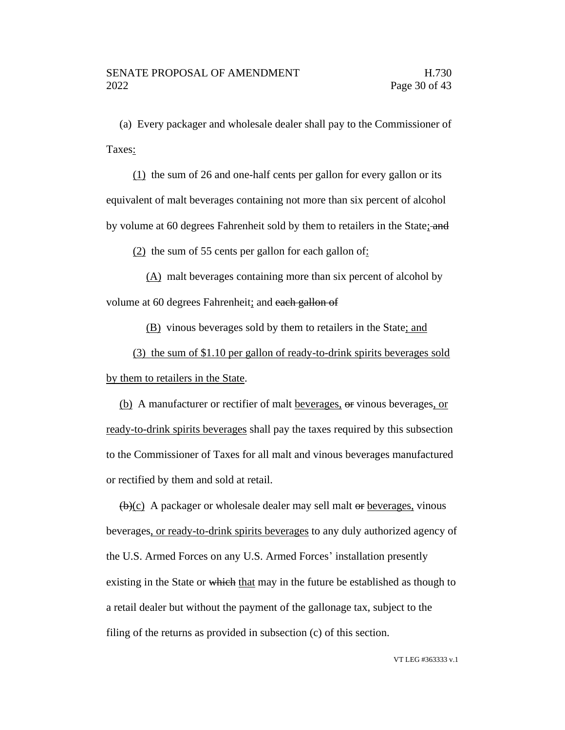(a) Every packager and wholesale dealer shall pay to the Commissioner of Taxes:

(1) the sum of 26 and one-half cents per gallon for every gallon or its equivalent of malt beverages containing not more than six percent of alcohol by volume at 60 degrees Fahrenheit sold by them to retailers in the State; ~~and~~

(2) the sum of 55 cents per gallon for each gallon of:

(A) malt beverages containing more than six percent of alcohol by volume at 60 degrees Fahrenheit; and ~~each gallon of~~

(B) vinous beverages sold by them to retailers in the State; and

(3) the sum of $1.10 per gallon of ready-to-drink spirits beverages sold by them to retailers in the State.

(b) A manufacturer or rectifier of malt beverages, ~~or~~ vinous beverages, or ready-to-drink spirits beverages shall pay the taxes required by this subsection to the Commissioner of Taxes for all malt and vinous beverages manufactured or rectified by them and sold at retail.

~~(b)~~(c) A packager or wholesale dealer may sell malt ~~or~~ beverages, vinous beverages, or ready-to-drink spirits beverages to any duly authorized agency of the U.S. Armed Forces on any U.S. Armed Forces' installation presently existing in the State or ~~which~~ that may in the future be established as though to a retail dealer but without the payment of the gallonage tax, subject to the filing of the returns as provided in subsection (c) of this section.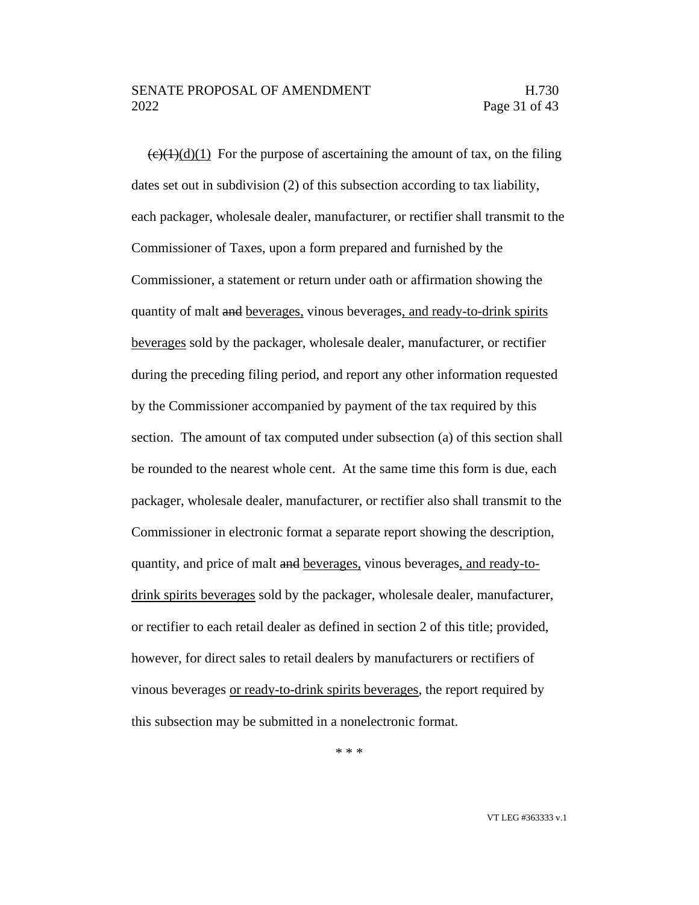~~(c)(1)~~(d)(1) For the purpose of ascertaining the amount of tax, on the filing dates set out in subdivision (2) of this subsection according to tax liability, each packager, wholesale dealer, manufacturer, or rectifier shall transmit to the Commissioner of Taxes, upon a form prepared and furnished by the Commissioner, a statement or return under oath or affirmation showing the quantity of malt ~~and~~ <u>beverages,</u> vinous beverages<u>, and ready-to-drink spirits beverages</u> sold by the packager, wholesale dealer, manufacturer, or rectifier during the preceding filing period, and report any other information requested by the Commissioner accompanied by payment of the tax required by this section. The amount of tax computed under subsection (a) of this section shall be rounded to the nearest whole cent. At the same time this form is due, each packager, wholesale dealer, manufacturer, or rectifier also shall transmit to the Commissioner in electronic format a separate report showing the description, quantity, and price of malt ~~and~~ <u>beverages,</u> vinous beverages<u>, and ready-to-drink spirits beverages</u> sold by the packager, wholesale dealer, manufacturer, or rectifier to each retail dealer as defined in section 2 of this title; provided, however, for direct sales to retail dealers by manufacturers or rectifiers of vinous beverages <u>or ready-to-drink spirits beverages</u>, the report required by this subsection may be submitted in a nonelectronic format.

\* \* \*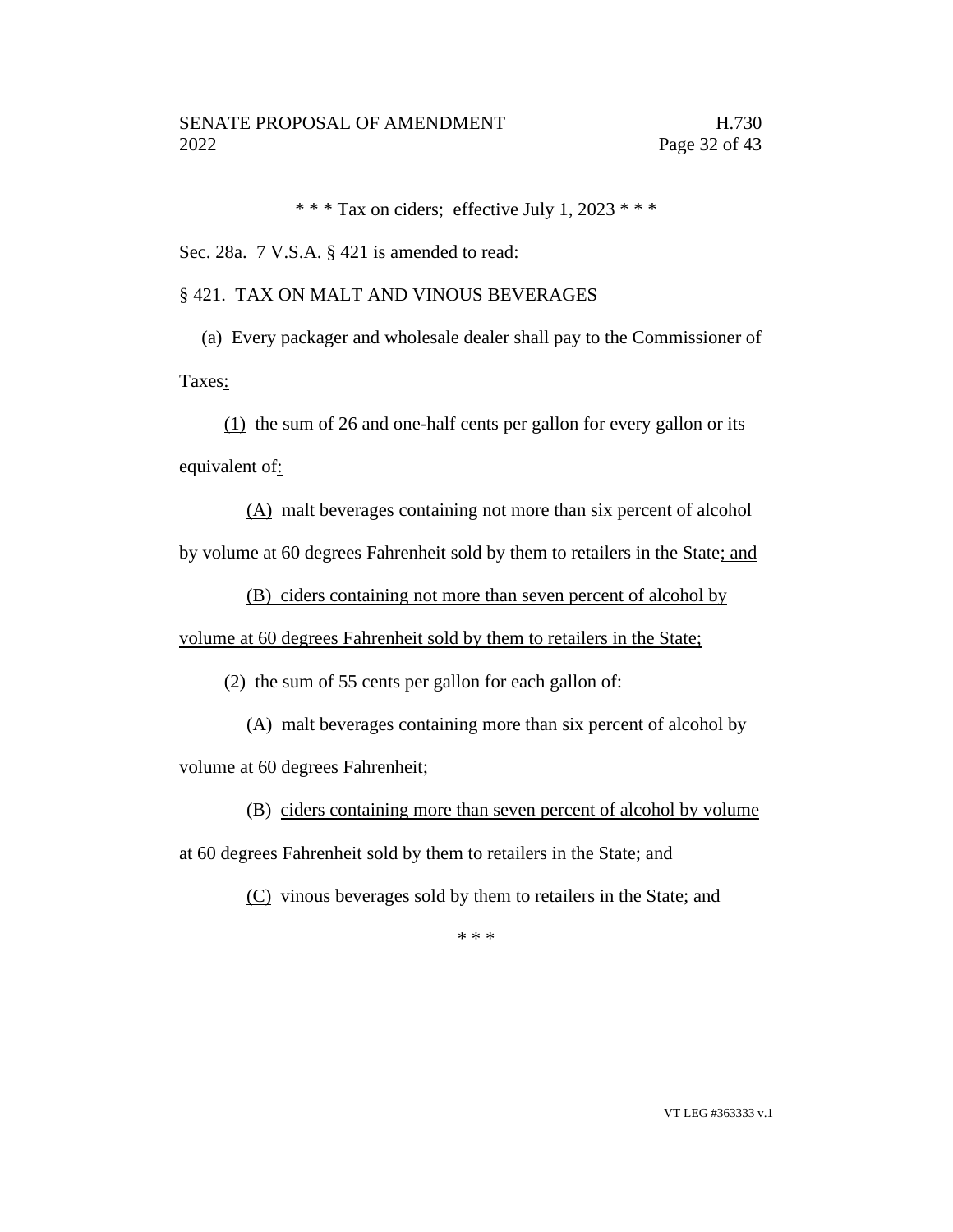\* \* \* Tax on ciders; effective July 1, 2023 \* \* \*

Sec. 28a. 7 V.S.A. § 421 is amended to read:

§ 421. TAX ON MALT AND VINOUS BEVERAGES

(a) Every packager and wholesale dealer shall pay to the Commissioner of Taxes:

(1) the sum of 26 and one-half cents per gallon for every gallon or its equivalent of:

(A) malt beverages containing not more than six percent of alcohol by volume at 60 degrees Fahrenheit sold by them to retailers in the State; and

(B) ciders containing not more than seven percent of alcohol by volume at 60 degrees Fahrenheit sold by them to retailers in the State;

(2) the sum of 55 cents per gallon for each gallon of:

(A) malt beverages containing more than six percent of alcohol by volume at 60 degrees Fahrenheit;

(B) ciders containing more than seven percent of alcohol by volume at 60 degrees Fahrenheit sold by them to retailers in the State; and

(C) vinous beverages sold by them to retailers in the State; and

\* \* \*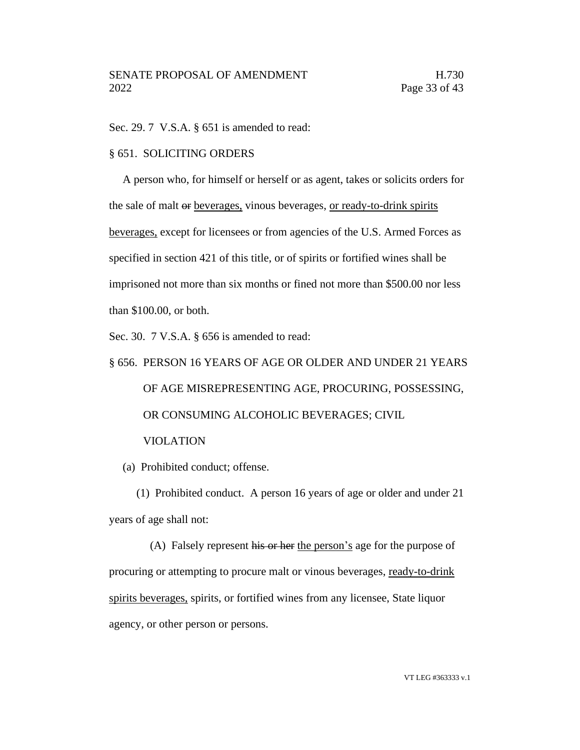Sec. 29. 7 V.S.A. § 651 is amended to read:

§ 651. SOLICITING ORDERS

A person who, for himself or herself or as agent, takes or solicits orders for the sale of malt ~~or~~ beverages, vinous beverages, or ready-to-drink spirits beverages, except for licensees or from agencies of the U.S. Armed Forces as specified in section 421 of this title, or of spirits or fortified wines shall be imprisoned not more than six months or fined not more than $500.00 nor less than $100.00, or both.

Sec. 30. 7 V.S.A. § 656 is amended to read:

§ 656. PERSON 16 YEARS OF AGE OR OLDER AND UNDER 21 YEARS OF AGE MISREPRESENTING AGE, PROCURING, POSSESSING, OR CONSUMING ALCOHOLIC BEVERAGES; CIVIL VIOLATION

(a) Prohibited conduct; offense.

(1) Prohibited conduct. A person 16 years of age or older and under 21 years of age shall not:

(A) Falsely represent ~~his or her~~ the person's age for the purpose of procuring or attempting to procure malt or vinous beverages, ready-to-drink spirits beverages, spirits, or fortified wines from any licensee, State liquor agency, or other person or persons.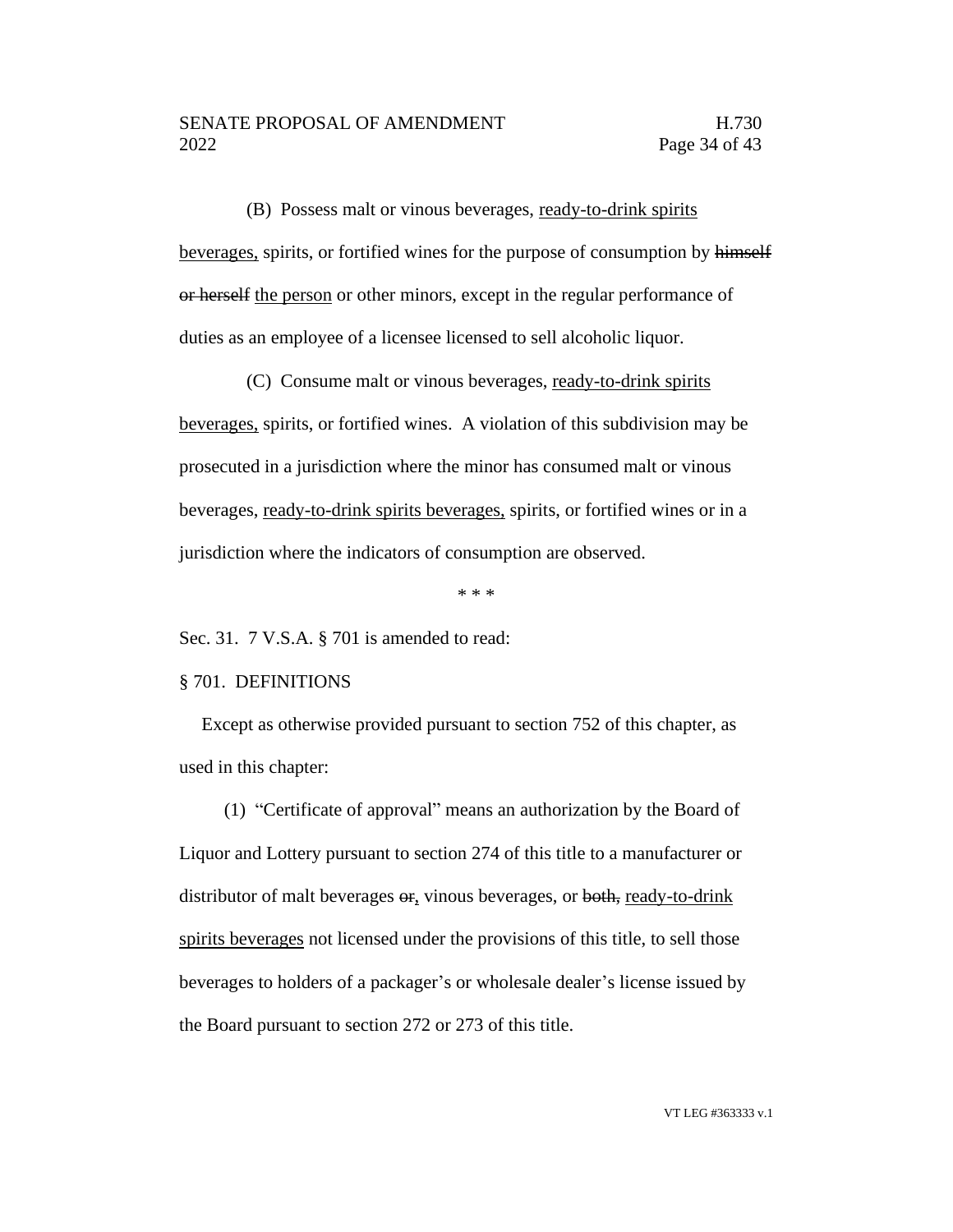(B) Possess malt or vinous beverages, <u>ready-to-drink spirits beverages,</u> spirits, or fortified wines for the purpose of consumption by ~~himself or herself~~ <u>the person</u> or other minors, except in the regular performance of duties as an employee of a licensee licensed to sell alcoholic liquor.

(C) Consume malt or vinous beverages, <u>ready-to-drink spirits beverages,</u> spirits, or fortified wines. A violation of this subdivision may be prosecuted in a jurisdiction where the minor has consumed malt or vinous beverages, <u>ready-to-drink spirits beverages,</u> spirits, or fortified wines or in a jurisdiction where the indicators of consumption are observed.

\* \* \*

Sec. 31. 7 V.S.A. § 701 is amended to read:

§ 701. DEFINITIONS

Except as otherwise provided pursuant to section 752 of this chapter, as used in this chapter:

(1) "Certificate of approval" means an authorization by the Board of Liquor and Lottery pursuant to section 274 of this title to a manufacturer or distributor of malt beverages ~~or~~<u>,</u> vinous beverages, or ~~both,~~ <u>ready-to-drink spirits beverages</u> not licensed under the provisions of this title, to sell those beverages to holders of a packager's or wholesale dealer's license issued by the Board pursuant to section 272 or 273 of this title.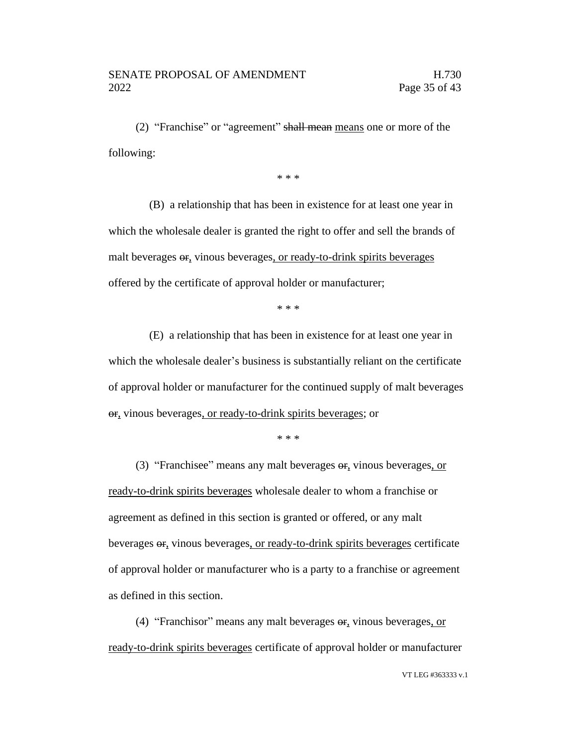(2) "Franchise" or "agreement" ~~shall mean~~ <u>means</u> one or more of the following:

\* \* \*

(B) a relationship that has been in existence for at least one year in which the wholesale dealer is granted the right to offer and sell the brands of malt beverages ~~or~~<u>,</u> vinous beverages<u>, or ready-to-drink spirits beverages</u> offered by the certificate of approval holder or manufacturer;

\* \* \*

(E) a relationship that has been in existence for at least one year in which the wholesale dealer's business is substantially reliant on the certificate of approval holder or manufacturer for the continued supply of malt beverages ~~or~~<u>,</u> vinous beverages<u>, or ready-to-drink spirits beverages</u>; or

\* \* \*

(3) "Franchisee" means any malt beverages ~~or~~<u>,</u> vinous beverages<u>, or ready-to-drink spirits beverages</u> wholesale dealer to whom a franchise or agreement as defined in this section is granted or offered, or any malt beverages ~~or~~<u>,</u> vinous beverages<u>, or ready-to-drink spirits beverages</u> certificate of approval holder or manufacturer who is a party to a franchise or agreement as defined in this section.

(4) "Franchisor" means any malt beverages ~~or~~<u>,</u> vinous beverages<u>, or ready-to-drink spirits beverages</u> certificate of approval holder or manufacturer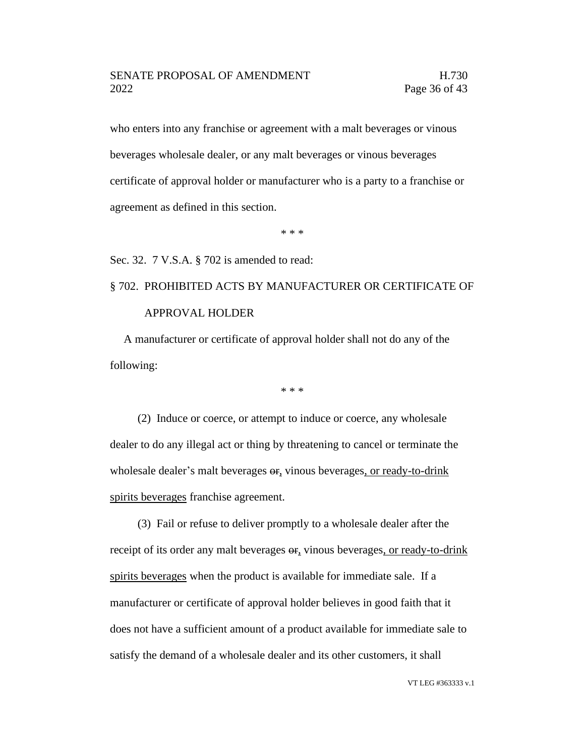who enters into any franchise or agreement with a malt beverages or vinous beverages wholesale dealer, or any malt beverages or vinous beverages certificate of approval holder or manufacturer who is a party to a franchise or agreement as defined in this section.

\* \* \*

Sec. 32. 7 V.S.A. § 702 is amended to read:

§ 702. PROHIBITED ACTS BY MANUFACTURER OR CERTIFICATE OF APPROVAL HOLDER

A manufacturer or certificate of approval holder shall not do any of the following:

\* \* \*

(2) Induce or coerce, or attempt to induce or coerce, any wholesale dealer to do any illegal act or thing by threatening to cancel or terminate the wholesale dealer's malt beverages ~~or~~, vinous beverages, or ready-to-drink spirits beverages franchise agreement.

(3) Fail or refuse to deliver promptly to a wholesale dealer after the receipt of its order any malt beverages ~~or~~, vinous beverages, or ready-to-drink spirits beverages when the product is available for immediate sale. If a manufacturer or certificate of approval holder believes in good faith that it does not have a sufficient amount of a product available for immediate sale to satisfy the demand of a wholesale dealer and its other customers, it shall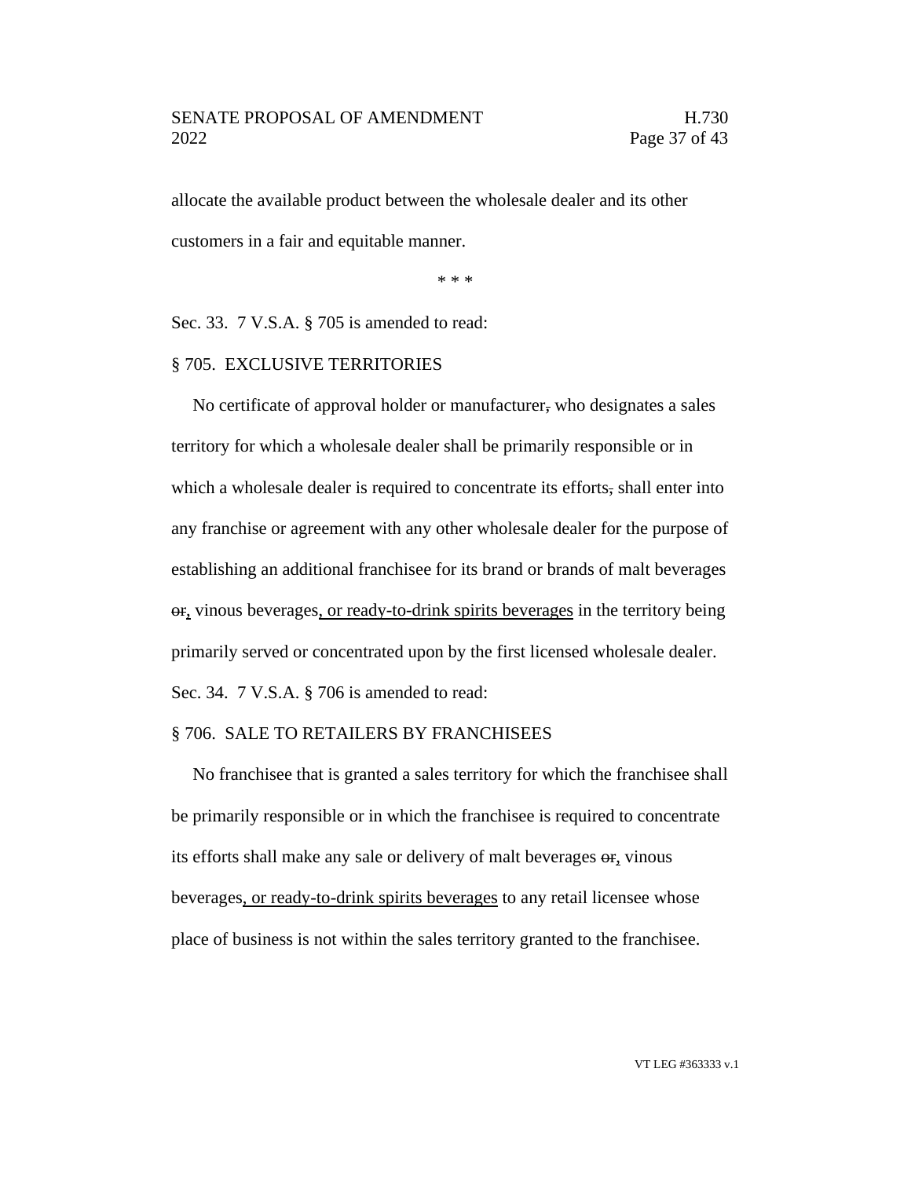allocate the available product between the wholesale dealer and its other customers in a fair and equitable manner.

\* \* \*

Sec. 33. 7 V.S.A. § 705 is amended to read:

§ 705. EXCLUSIVE TERRITORIES

No certificate of approval holder or manufacturer~~,~~ who designates a sales territory for which a wholesale dealer shall be primarily responsible or in which a wholesale dealer is required to concentrate its efforts~~,~~ shall enter into any franchise or agreement with any other wholesale dealer for the purpose of establishing an additional franchisee for its brand or brands of malt beverages ~~or~~<u>,</u> vinous beverages<u>, or ready-to-drink spirits beverages</u> in the territory being primarily served or concentrated upon by the first licensed wholesale dealer.

Sec. 34. 7 V.S.A. § 706 is amended to read:

§ 706. SALE TO RETAILERS BY FRANCHISEES

No franchisee that is granted a sales territory for which the franchisee shall be primarily responsible or in which the franchisee is required to concentrate its efforts shall make any sale or delivery of malt beverages ~~or~~<u>,</u> vinous beverages<u>, or ready-to-drink spirits beverages</u> to any retail licensee whose place of business is not within the sales territory granted to the franchisee.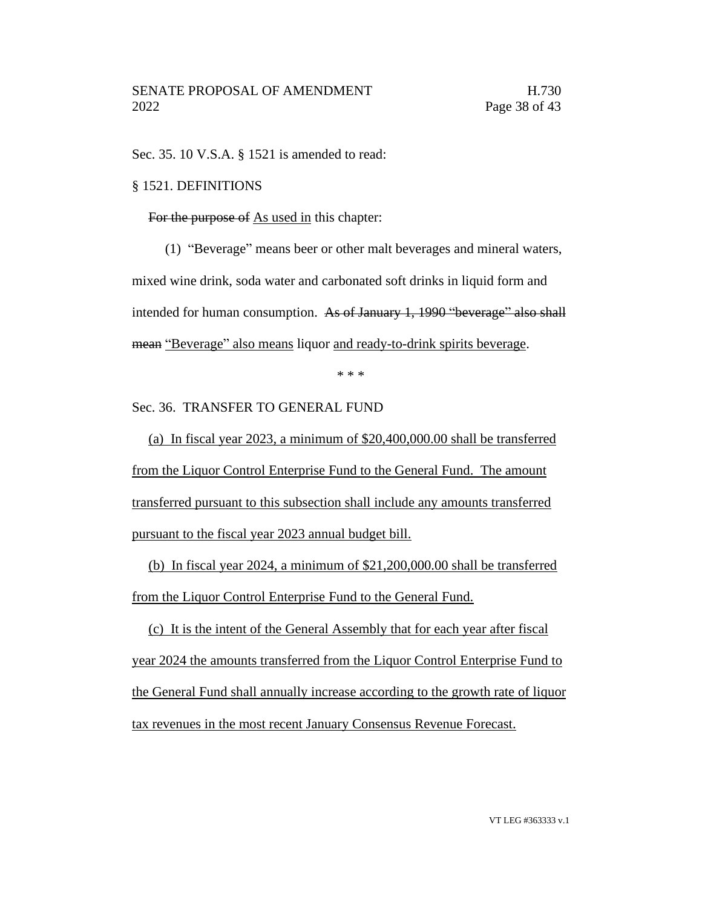Sec. 35. 10 V.S.A. § 1521 is amended to read:

§ 1521. DEFINITIONS

~~For the purpose of~~ As used in this chapter:

(1) "Beverage" means beer or other malt beverages and mineral waters, mixed wine drink, soda water and carbonated soft drinks in liquid form and intended for human consumption. ~~As of January 1, 1990 "beverage" also shall mean~~ "Beverage" also means liquor and ready-to-drink spirits beverage.

\* \* \*

Sec. 36. TRANSFER TO GENERAL FUND

(a) In fiscal year 2023, a minimum of $20,400,000.00 shall be transferred from the Liquor Control Enterprise Fund to the General Fund. The amount transferred pursuant to this subsection shall include any amounts transferred pursuant to the fiscal year 2023 annual budget bill.

(b) In fiscal year 2024, a minimum of $21,200,000.00 shall be transferred from the Liquor Control Enterprise Fund to the General Fund.

(c) It is the intent of the General Assembly that for each year after fiscal year 2024 the amounts transferred from the Liquor Control Enterprise Fund to the General Fund shall annually increase according to the growth rate of liquor tax revenues in the most recent January Consensus Revenue Forecast.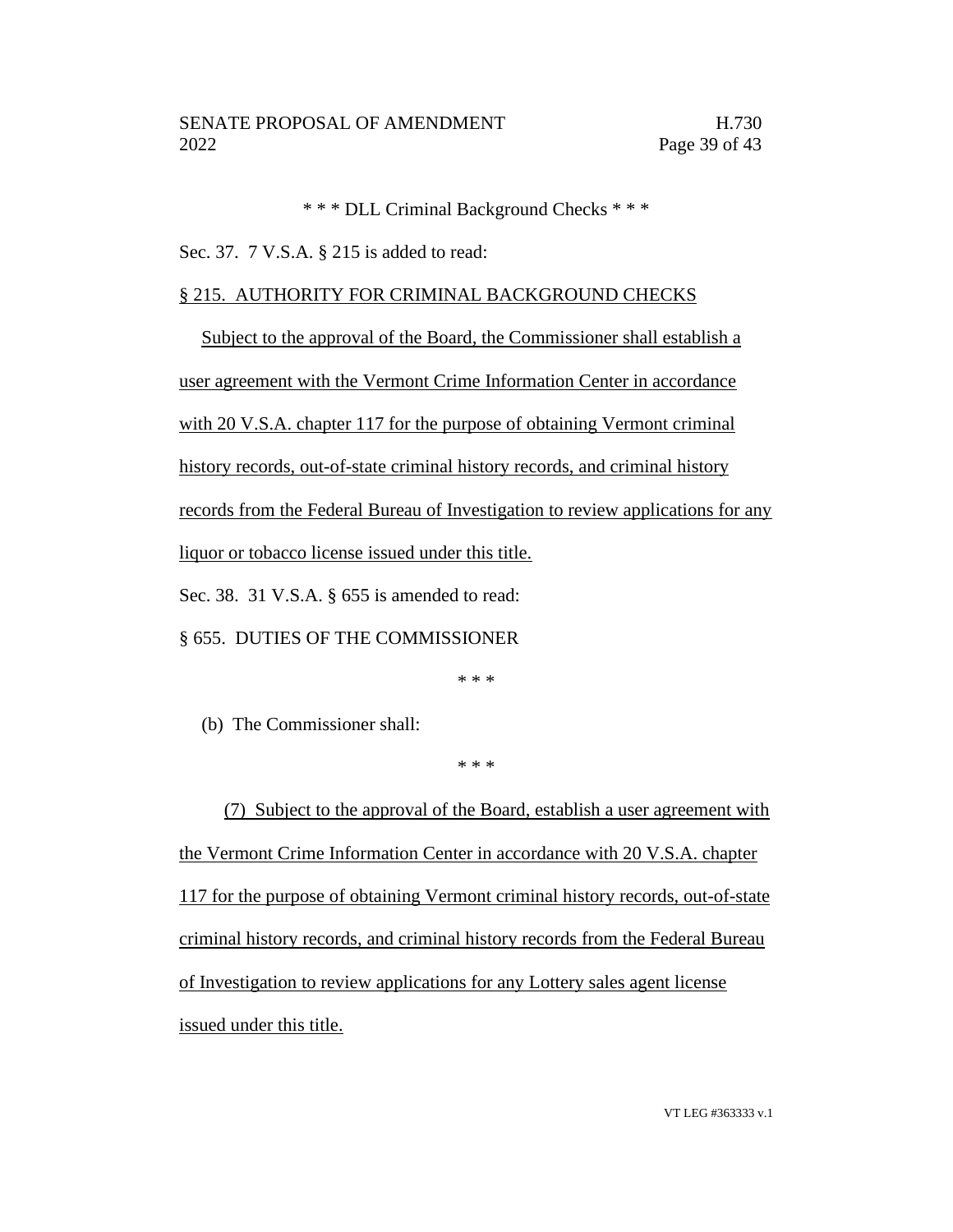\* \* \* DLL Criminal Background Checks \* \* \*

Sec. 37. 7 V.S.A. § 215 is added to read:

§ 215. AUTHORITY FOR CRIMINAL BACKGROUND CHECKS

Subject to the approval of the Board, the Commissioner shall establish a user agreement with the Vermont Crime Information Center in accordance with 20 V.S.A. chapter 117 for the purpose of obtaining Vermont criminal history records, out-of-state criminal history records, and criminal history records from the Federal Bureau of Investigation to review applications for any liquor or tobacco license issued under this title.

Sec. 38. 31 V.S.A. § 655 is amended to read:

§ 655. DUTIES OF THE COMMISSIONER

\* \* \*

(b) The Commissioner shall:

\* \* \*

(7) Subject to the approval of the Board, establish a user agreement with the Vermont Crime Information Center in accordance with 20 V.S.A. chapter 117 for the purpose of obtaining Vermont criminal history records, out-of-state criminal history records, and criminal history records from the Federal Bureau of Investigation to review applications for any Lottery sales agent license issued under this title.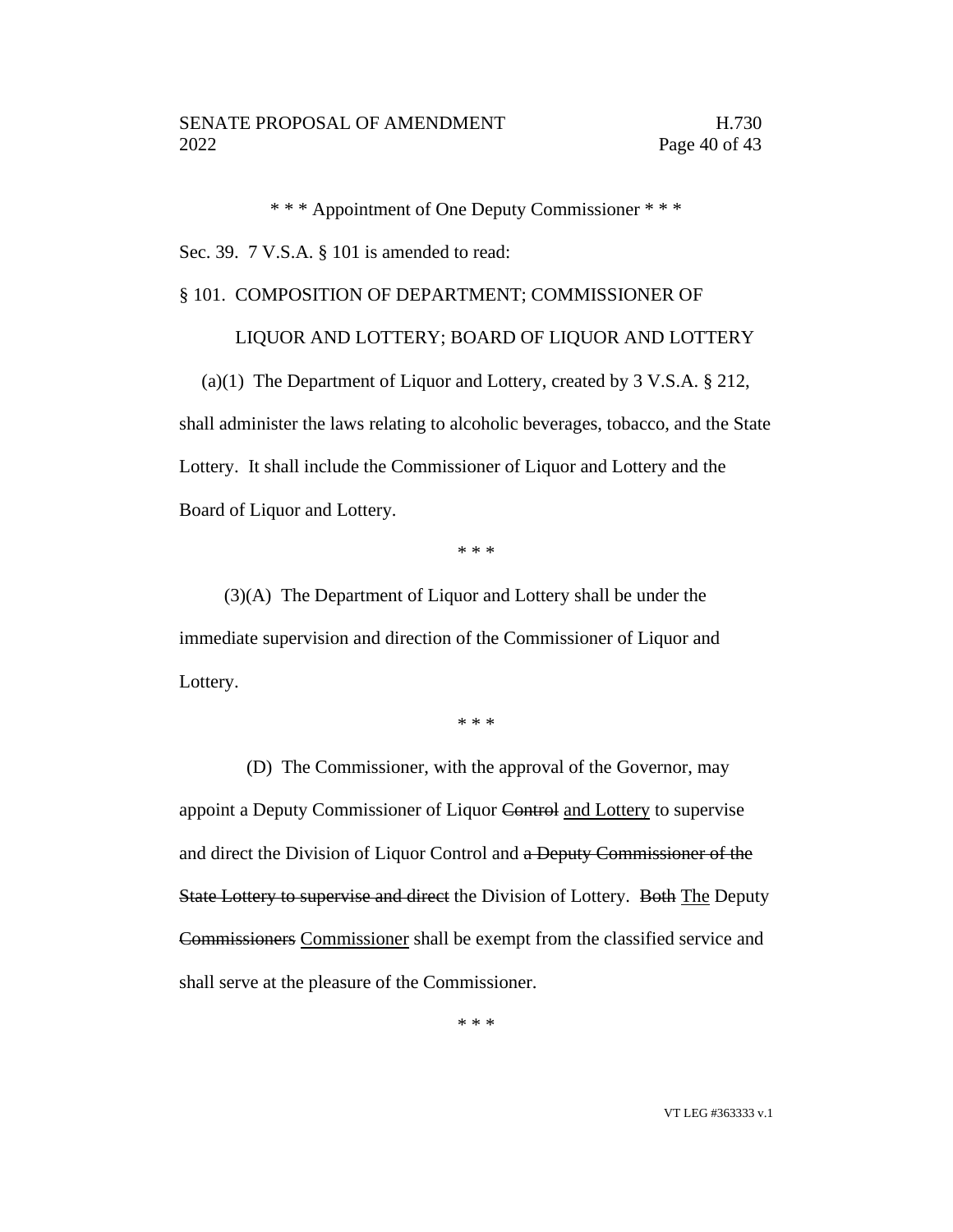\* \* \* Appointment of One Deputy Commissioner \* \* \*

Sec. 39. 7 V.S.A. § 101 is amended to read:

§ 101. COMPOSITION OF DEPARTMENT; COMMISSIONER OF LIQUOR AND LOTTERY; BOARD OF LIQUOR AND LOTTERY

(a)(1) The Department of Liquor and Lottery, created by 3 V.S.A. § 212, shall administer the laws relating to alcoholic beverages, tobacco, and the State Lottery. It shall include the Commissioner of Liquor and Lottery and the Board of Liquor and Lottery.

\* \* \*

(3)(A) The Department of Liquor and Lottery shall be under the immediate supervision and direction of the Commissioner of Liquor and Lottery.

\* \* \*

(D) The Commissioner, with the approval of the Governor, may appoint a Deputy Commissioner of Liquor ~~Control~~ <u>and Lottery</u> to supervise and direct the Division of Liquor Control and ~~a Deputy Commissioner of the State Lottery to supervise and direct~~ the Division of Lottery. ~~Both~~ <u>The</u> Deputy ~~Commissioners~~ <u>Commissioner</u> shall be exempt from the classified service and shall serve at the pleasure of the Commissioner.

\* \* \*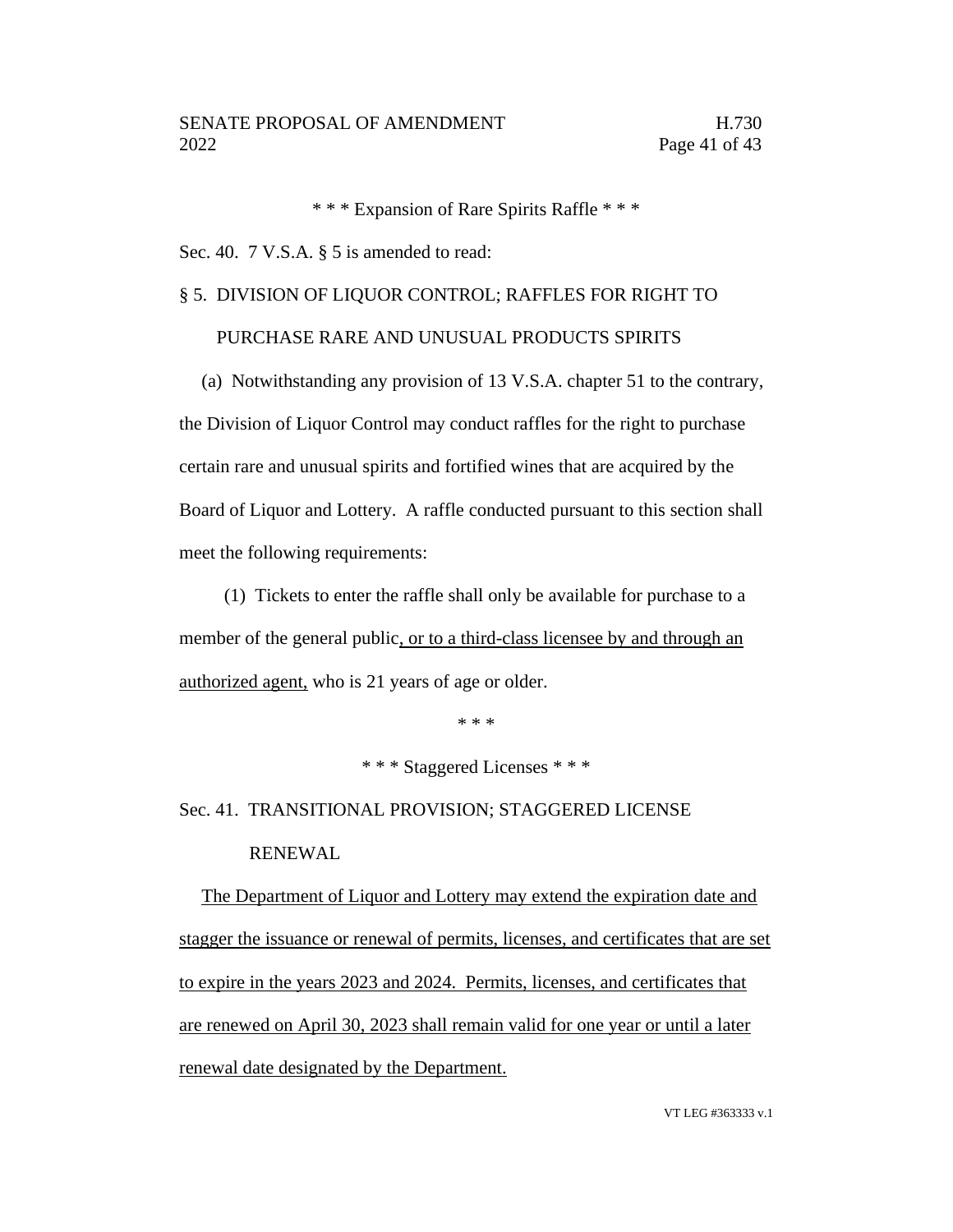\* \* \* Expansion of Rare Spirits Raffle \* \* \*

Sec. 40. 7 V.S.A. § 5 is amended to read:

§ 5. DIVISION OF LIQUOR CONTROL; RAFFLES FOR RIGHT TO PURCHASE RARE AND UNUSUAL PRODUCTS SPIRITS

(a) Notwithstanding any provision of 13 V.S.A. chapter 51 to the contrary, the Division of Liquor Control may conduct raffles for the right to purchase certain rare and unusual spirits and fortified wines that are acquired by the Board of Liquor and Lottery. A raffle conducted pursuant to this section shall meet the following requirements:

(1) Tickets to enter the raffle shall only be available for purchase to a member of the general public<u>, or to a third-class licensee by and through an authorized agent,</u> who is 21 years of age or older.

\* \* \*

\* \* \* Staggered Licenses \* \* \*

Sec. 41. TRANSITIONAL PROVISION; STAGGERED LICENSE RENEWAL

<u>The Department of Liquor and Lottery may extend the expiration date and stagger the issuance or renewal of permits, licenses, and certificates that are set to expire in the years 2023 and 2024. Permits, licenses, and certificates that are renewed on April 30, 2023 shall remain valid for one year or until a later renewal date designated by the Department.</u>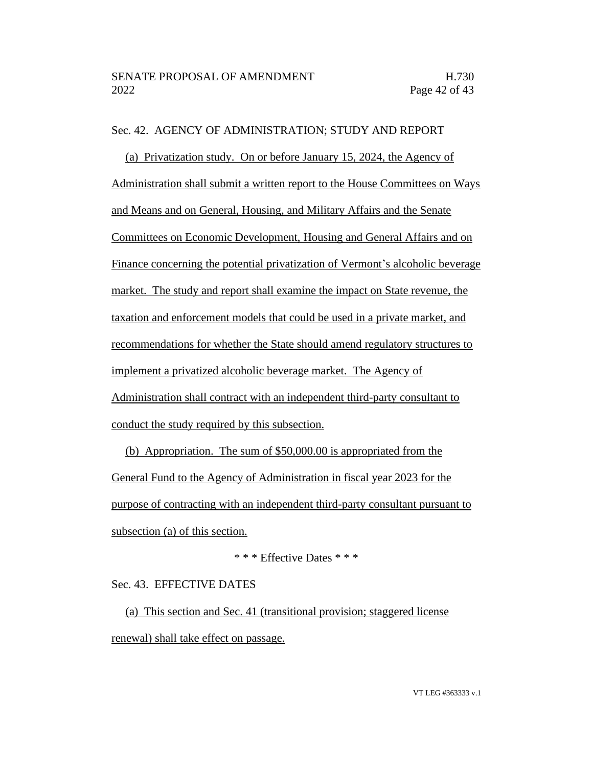Sec. 42. AGENCY OF ADMINISTRATION; STUDY AND REPORT

(a) Privatization study. On or before January 15, 2024, the Agency of Administration shall submit a written report to the House Committees on Ways and Means and on General, Housing, and Military Affairs and the Senate Committees on Economic Development, Housing and General Affairs and on Finance concerning the potential privatization of Vermont's alcoholic beverage market. The study and report shall examine the impact on State revenue, the taxation and enforcement models that could be used in a private market, and recommendations for whether the State should amend regulatory structures to implement a privatized alcoholic beverage market. The Agency of Administration shall contract with an independent third-party consultant to conduct the study required by this subsection.

(b) Appropriation. The sum of $50,000.00 is appropriated from the General Fund to the Agency of Administration in fiscal year 2023 for the purpose of contracting with an independent third-party consultant pursuant to subsection (a) of this section.

\* \* \* Effective Dates \* \* \*

Sec. 43. EFFECTIVE DATES

(a) This section and Sec. 41 (transitional provision; staggered license renewal) shall take effect on passage.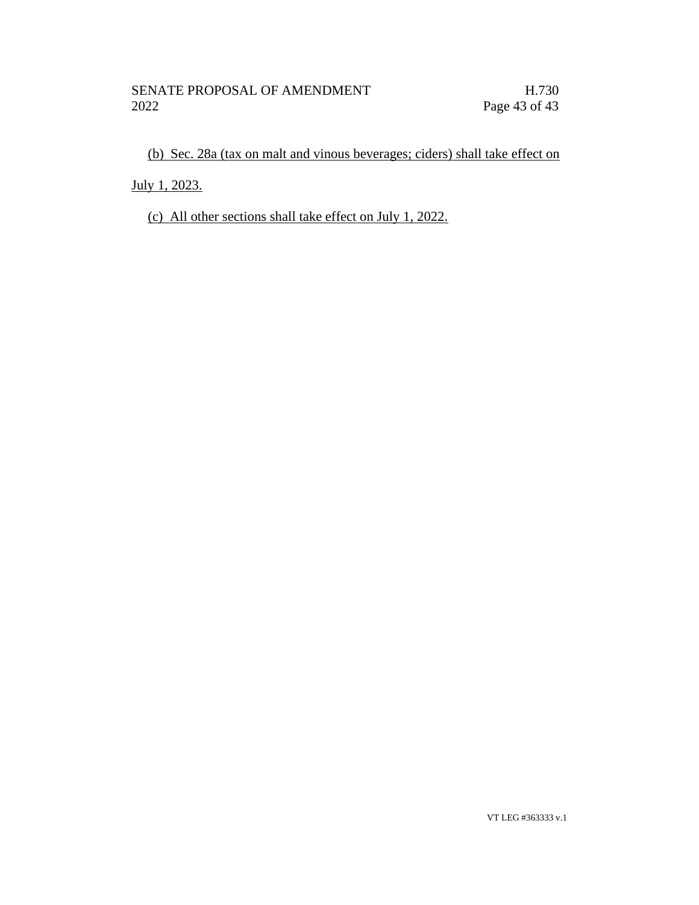(b) Sec. 28a (tax on malt and vinous beverages; ciders) shall take effect on July 1, 2023.

(c) All other sections shall take effect on July 1, 2022.